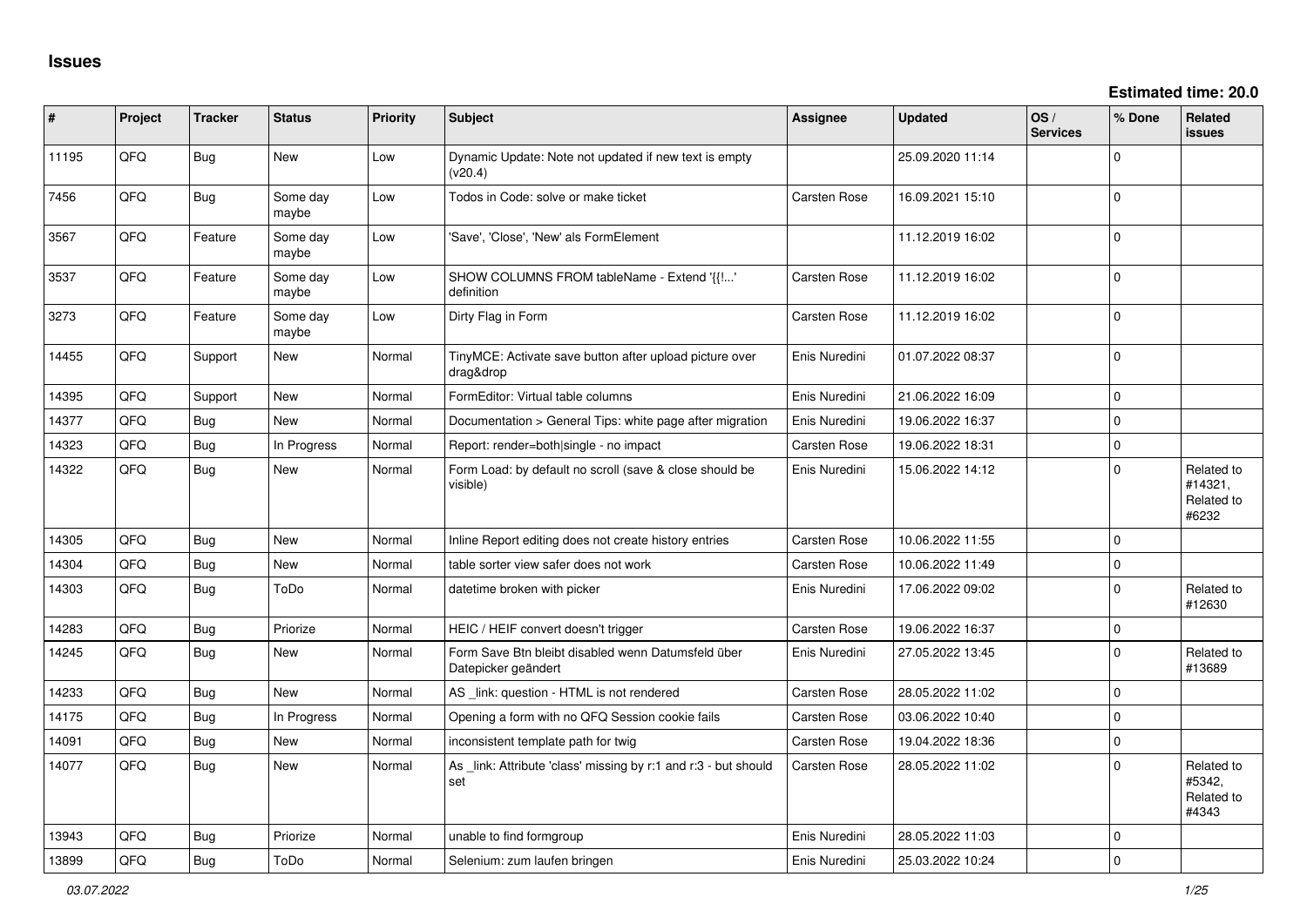# Issues

**Estimated time: 20.0**

| # | Project | Tracker | Status | Priority | Subject | Assignee | Updated | OS / Services | % Done | Related issues |
|---|---|---|---|---|---|---|---|---|---|---|
| 11195 | QFQ | Bug | New | Low | Dynamic Update: Note not updated if new text is empty (v20.4) | | 25.09.2020 11:14 | | 0 | |
| 7456 | QFQ | Bug | Some day maybe | Low | Todos in Code: solve or make ticket | Carsten Rose | 16.09.2021 15:10 | | 0 | |
| 3567 | QFQ | Feature | Some day maybe | Low | 'Save', 'Close', 'New' als FormElement | | 11.12.2019 16:02 | | 0 | |
| 3537 | QFQ | Feature | Some day maybe | Low | SHOW COLUMNS FROM tableName - Extend '{{!...' definition | Carsten Rose | 11.12.2019 16:02 | | 0 | |
| 3273 | QFQ | Feature | Some day maybe | Low | Dirty Flag in Form | Carsten Rose | 11.12.2019 16:02 | | 0 | |
| 14455 | QFQ | Support | New | Normal | TinyMCE: Activate save button after upload picture over drag&drop | Enis Nuredini | 01.07.2022 08:37 | | 0 | |
| 14395 | QFQ | Support | New | Normal | FormEditor: Virtual table columns | Enis Nuredini | 21.06.2022 16:09 | | 0 | |
| 14377 | QFQ | Bug | New | Normal | Documentation > General Tips: white page after migration | Enis Nuredini | 19.06.2022 16:37 | | 0 | |
| 14323 | QFQ | Bug | In Progress | Normal | Report: render=both\|single - no impact | Carsten Rose | 19.06.2022 18:31 | | 0 | |
| 14322 | QFQ | Bug | New | Normal | Form Load: by default no scroll (save & close should be visible) | Enis Nuredini | 15.06.2022 14:12 | | 0 | Related to #14321, Related to #6232 |
| 14305 | QFQ | Bug | New | Normal | Inline Report editing does not create history entries | Carsten Rose | 10.06.2022 11:55 | | 0 | |
| 14304 | QFQ | Bug | New | Normal | table sorter view safer does not work | Carsten Rose | 10.06.2022 11:49 | | 0 | |
| 14303 | QFQ | Bug | ToDo | Normal | datetime broken with picker | Enis Nuredini | 17.06.2022 09:02 | | 0 | Related to #12630 |
| 14283 | QFQ | Bug | Priorize | Normal | HEIC / HEIF convert doesn't trigger | Carsten Rose | 19.06.2022 16:37 | | 0 | |
| 14245 | QFQ | Bug | New | Normal | Form Save Btn bleibt disabled wenn Datumsfeld über Datepicker geändert | Enis Nuredini | 27.05.2022 13:45 | | 0 | Related to #13689 |
| 14233 | QFQ | Bug | New | Normal | AS _link: question - HTML is not rendered | Carsten Rose | 28.05.2022 11:02 | | 0 | |
| 14175 | QFQ | Bug | In Progress | Normal | Opening a form with no QFQ Session cookie fails | Carsten Rose | 03.06.2022 10:40 | | 0 | |
| 14091 | QFQ | Bug | New | Normal | inconsistent template path for twig | Carsten Rose | 19.04.2022 18:36 | | 0 | |
| 14077 | QFQ | Bug | New | Normal | As _link: Attribute 'class' missing by r:1 and r:3 - but should set | Carsten Rose | 28.05.2022 11:02 | | 0 | Related to #5342, Related to #4343 |
| 13943 | QFQ | Bug | Priorize | Normal | unable to find formgroup | Enis Nuredini | 28.05.2022 11:03 | | 0 | |
| 13899 | QFQ | Bug | ToDo | Normal | Selenium: zum laufen bringen | Enis Nuredini | 25.03.2022 10:24 | | 0 | |

*03.07.2022*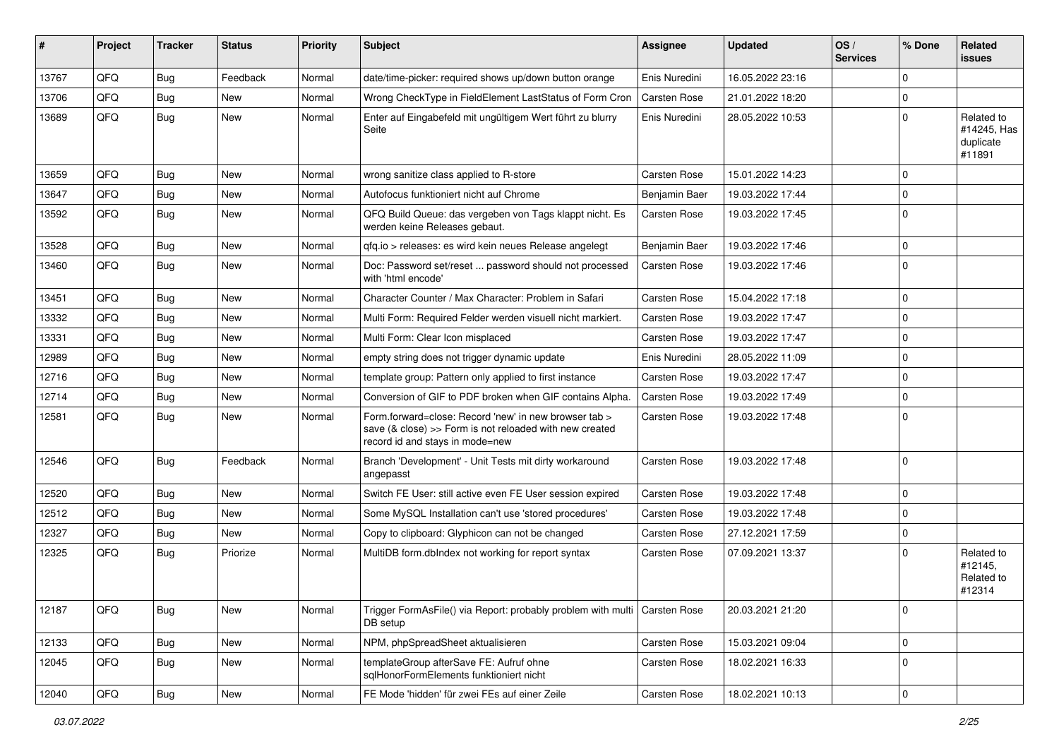| # | Project | Tracker | Status | Priority | Subject | Assignee | Updated | OS / Services | % Done | Related issues |
|---|---|---|---|---|---|---|---|---|---|---|
| 13767 | QFQ | Bug | Feedback | Normal | date/time-picker: required shows up/down button orange | Enis Nuredini | 16.05.2022 23:16 | | 0 | |
| 13706 | QFQ | Bug | New | Normal | Wrong CheckType in FieldElement LastStatus of Form Cron | Carsten Rose | 21.01.2022 18:20 | | 0 | |
| 13689 | QFQ | Bug | New | Normal | Enter auf Eingabefeld mit ungültigem Wert führt zu blurry Seite | Enis Nuredini | 28.05.2022 10:53 | | 0 | Related to #14245, Has duplicate #11891 |
| 13659 | QFQ | Bug | New | Normal | wrong sanitize class applied to R-store | Carsten Rose | 15.01.2022 14:23 | | 0 | |
| 13647 | QFQ | Bug | New | Normal | Autofocus funktioniert nicht auf Chrome | Benjamin Baer | 19.03.2022 17:44 | | 0 | |
| 13592 | QFQ | Bug | New | Normal | QFQ Build Queue: das vergeben von Tags klappt nicht. Es werden keine Releases gebaut. | Carsten Rose | 19.03.2022 17:45 | | 0 | |
| 13528 | QFQ | Bug | New | Normal | qfq.io > releases: es wird kein neues Release angelegt | Benjamin Baer | 19.03.2022 17:46 | | 0 | |
| 13460 | QFQ | Bug | New | Normal | Doc: Password set/reset ... password should not processed with 'html encode' | Carsten Rose | 19.03.2022 17:46 | | 0 | |
| 13451 | QFQ | Bug | New | Normal | Character Counter / Max Character: Problem in Safari | Carsten Rose | 15.04.2022 17:18 | | 0 | |
| 13332 | QFQ | Bug | New | Normal | Multi Form: Required Felder werden visuell nicht markiert. | Carsten Rose | 19.03.2022 17:47 | | 0 | |
| 13331 | QFQ | Bug | New | Normal | Multi Form: Clear Icon misplaced | Carsten Rose | 19.03.2022 17:47 | | 0 | |
| 12989 | QFQ | Bug | New | Normal | empty string does not trigger dynamic update | Enis Nuredini | 28.05.2022 11:09 | | 0 | |
| 12716 | QFQ | Bug | New | Normal | template group: Pattern only applied to first instance | Carsten Rose | 19.03.2022 17:47 | | 0 | |
| 12714 | QFQ | Bug | New | Normal | Conversion of GIF to PDF broken when GIF contains Alpha. | Carsten Rose | 19.03.2022 17:49 | | 0 | |
| 12581 | QFQ | Bug | New | Normal | Form.forward=close: Record 'new' in new browser tab > save (& close) >> Form is not reloaded with new created record id and stays in mode=new | Carsten Rose | 19.03.2022 17:48 | | 0 | |
| 12546 | QFQ | Bug | Feedback | Normal | Branch 'Development' - Unit Tests mit dirty workaround angepasst | Carsten Rose | 19.03.2022 17:48 | | 0 | |
| 12520 | QFQ | Bug | New | Normal | Switch FE User: still active even FE User session expired | Carsten Rose | 19.03.2022 17:48 | | 0 | |
| 12512 | QFQ | Bug | New | Normal | Some MySQL Installation can't use 'stored procedures' | Carsten Rose | 19.03.2022 17:48 | | 0 | |
| 12327 | QFQ | Bug | New | Normal | Copy to clipboard: Glyphicon can not be changed | Carsten Rose | 27.12.2021 17:59 | | 0 | |
| 12325 | QFQ | Bug | Priorize | Normal | MultiDB form.dbIndex not working for report syntax | Carsten Rose | 07.09.2021 13:37 | | 0 | Related to #12145, Related to #12314 |
| 12187 | QFQ | Bug | New | Normal | Trigger FormAsFile() via Report: probably problem with multi DB setup | Carsten Rose | 20.03.2021 21:20 | | 0 | |
| 12133 | QFQ | Bug | New | Normal | NPM, phpSpreadSheet aktualisieren | Carsten Rose | 15.03.2021 09:04 | | 0 | |
| 12045 | QFQ | Bug | New | Normal | templateGroup afterSave FE: Aufruf ohne sqlHonorFormElements funktioniert nicht | Carsten Rose | 18.02.2021 16:33 | | 0 | |
| 12040 | QFQ | Bug | New | Normal | FE Mode 'hidden' für zwei FEs auf einer Zeile | Carsten Rose | 18.02.2021 10:13 | | 0 | |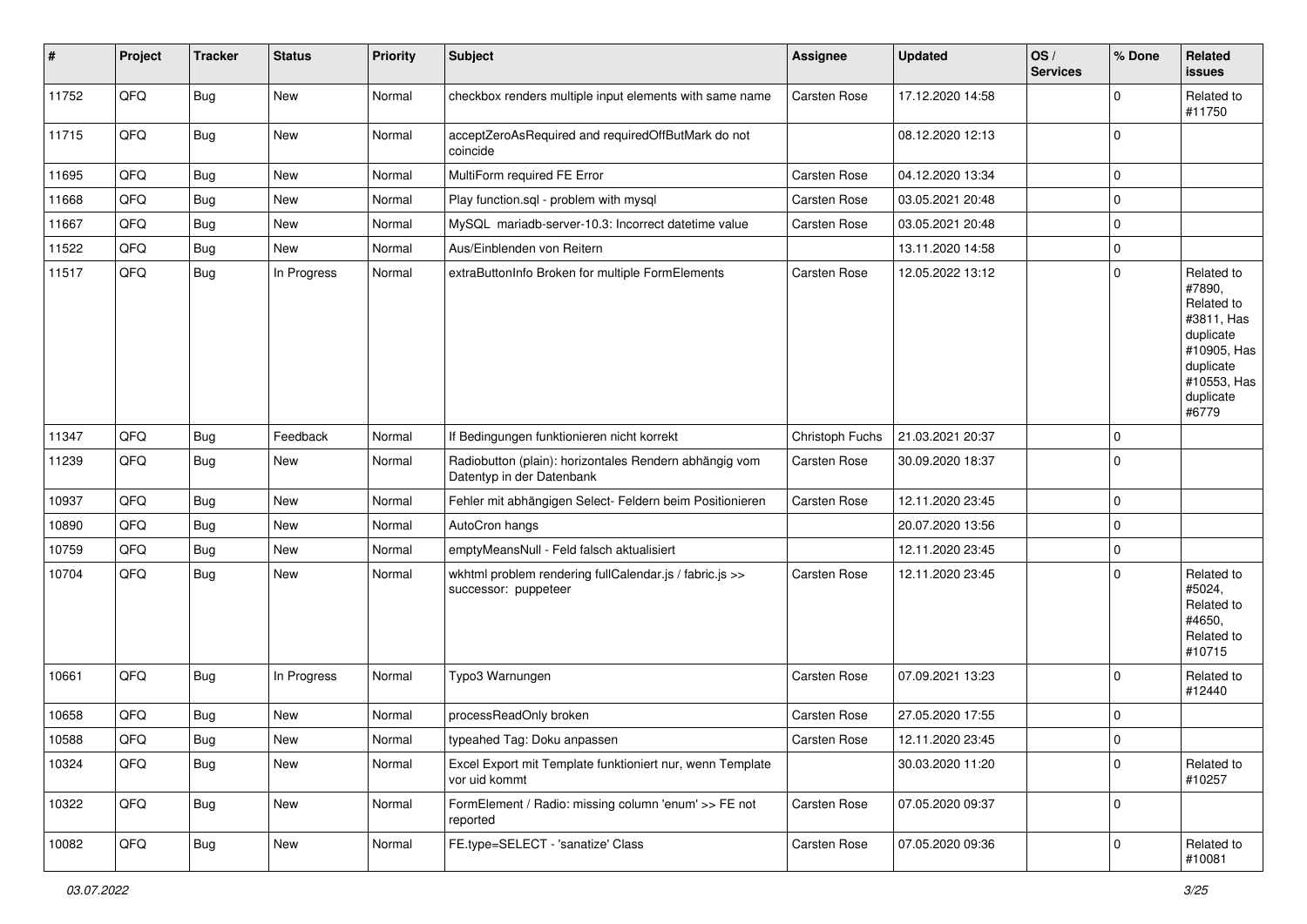| # | Project | Tracker | Status | Priority | Subject | Assignee | Updated | OS / Services | % Done | Related issues |
|---|---|---|---|---|---|---|---|---|---|---|
| 11752 | QFQ | Bug | New | Normal | checkbox renders multiple input elements with same name | Carsten Rose | 17.12.2020 14:58 | | 0 | Related to #11750 |
| 11715 | QFQ | Bug | New | Normal | acceptZeroAsRequired and requiredOffButMark do not coincide | | 08.12.2020 12:13 | | 0 | |
| 11695 | QFQ | Bug | New | Normal | MultiForm required FE Error | Carsten Rose | 04.12.2020 13:34 | | 0 | |
| 11668 | QFQ | Bug | New | Normal | Play function.sql - problem with mysql | Carsten Rose | 03.05.2021 20:48 | | 0 | |
| 11667 | QFQ | Bug | New | Normal | MySQL mariadb-server-10.3: Incorrect datetime value | Carsten Rose | 03.05.2021 20:48 | | 0 | |
| 11522 | QFQ | Bug | New | Normal | Aus/Einblenden von Reitern | | 13.11.2020 14:58 | | 0 | |
| 11517 | QFQ | Bug | In Progress | Normal | extraButtonInfo Broken for multiple FormElements | Carsten Rose | 12.05.2022 13:12 | | 0 | Related to #7890, Related to #3811, Has duplicate #10905, Has duplicate #10553, Has duplicate #6779 |
| 11347 | QFQ | Bug | Feedback | Normal | If Bedingungen funktionieren nicht korrekt | Christoph Fuchs | 21.03.2021 20:37 | | 0 | |
| 11239 | QFQ | Bug | New | Normal | Radiobutton (plain): horizontales Rendern abhängig vom Datentyp in der Datenbank | Carsten Rose | 30.09.2020 18:37 | | 0 | |
| 10937 | QFQ | Bug | New | Normal | Fehler mit abhängigen Select- Feldern beim Positionieren | Carsten Rose | 12.11.2020 23:45 | | 0 | |
| 10890 | QFQ | Bug | New | Normal | AutoCron hangs | | 20.07.2020 13:56 | | 0 | |
| 10759 | QFQ | Bug | New | Normal | emptyMeansNull - Feld falsch aktualisiert | | 12.11.2020 23:45 | | 0 | |
| 10704 | QFQ | Bug | New | Normal | wkhtml problem rendering fullCalendar.js / fabric.js >> successor: puppeteer | Carsten Rose | 12.11.2020 23:45 | | 0 | Related to #5024, Related to #4650, Related to #10715 |
| 10661 | QFQ | Bug | In Progress | Normal | Typo3 Warnungen | Carsten Rose | 07.09.2021 13:23 | | 0 | Related to #12440 |
| 10658 | QFQ | Bug | New | Normal | processReadOnly broken | Carsten Rose | 27.05.2020 17:55 | | 0 | |
| 10588 | QFQ | Bug | New | Normal | typeahed Tag: Doku anpassen | Carsten Rose | 12.11.2020 23:45 | | 0 | |
| 10324 | QFQ | Bug | New | Normal | Excel Export mit Template funktioniert nur, wenn Template vor uid kommt | | 30.03.2020 11:20 | | 0 | Related to #10257 |
| 10322 | QFQ | Bug | New | Normal | FormElement / Radio: missing column 'enum' >> FE not reported | Carsten Rose | 07.05.2020 09:37 | | 0 | |
| 10082 | QFQ | Bug | New | Normal | FE.type=SELECT - 'sanatize' Class | Carsten Rose | 07.05.2020 09:36 | | 0 | Related to #10081 |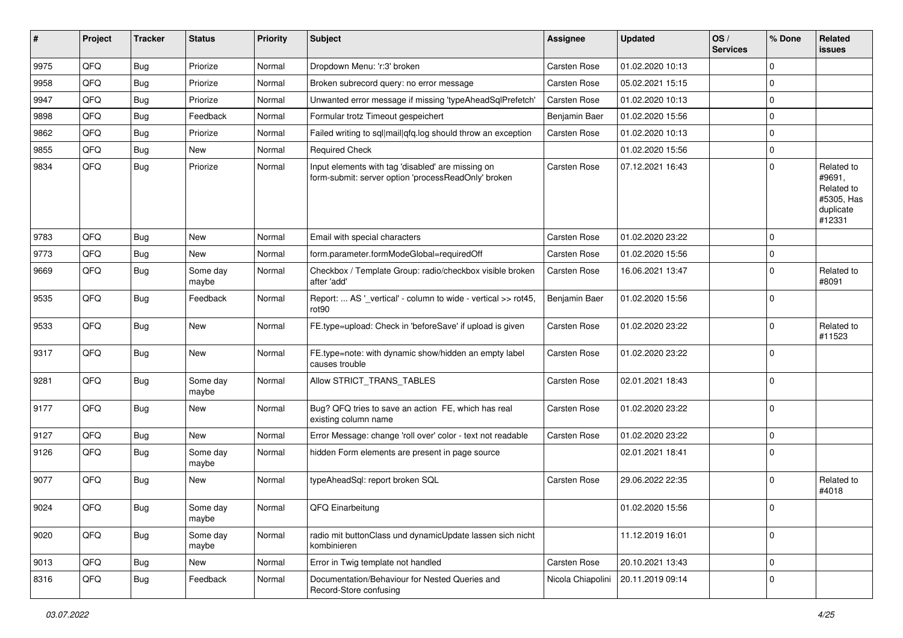| # | Project | Tracker | Status | Priority | Subject | Assignee | Updated | OS / Services | % Done | Related issues |
|---|---|---|---|---|---|---|---|---|---|---|
| 9975 | QFQ | Bug | Priorize | Normal | Dropdown Menu: 'r:3' broken | Carsten Rose | 01.02.2020 10:13 | | 0 | |
| 9958 | QFQ | Bug | Priorize | Normal | Broken subrecord query: no error message | Carsten Rose | 05.02.2021 15:15 | | 0 | |
| 9947 | QFQ | Bug | Priorize | Normal | Unwanted error message if missing 'typeAheadSqlPrefetch' | Carsten Rose | 01.02.2020 10:13 | | 0 | |
| 9898 | QFQ | Bug | Feedback | Normal | Formular trotz Timeout gespeichert | Benjamin Baer | 01.02.2020 15:56 | | 0 | |
| 9862 | QFQ | Bug | Priorize | Normal | Failed writing to sql|mail|qfq.log should throw an exception | Carsten Rose | 01.02.2020 10:13 | | 0 | |
| 9855 | QFQ | Bug | New | Normal | Required Check | | 01.02.2020 15:56 | | 0 | |
| 9834 | QFQ | Bug | Priorize | Normal | Input elements with tag 'disabled' are missing on form-submit: server option 'processReadOnly' broken | Carsten Rose | 07.12.2021 16:43 | | 0 | Related to #9691, Related to #5305, Has duplicate #12331 |
| 9783 | QFQ | Bug | New | Normal | Email with special characters | Carsten Rose | 01.02.2020 23:22 | | 0 | |
| 9773 | QFQ | Bug | New | Normal | form.parameter.formModeGlobal=requiredOff | Carsten Rose | 01.02.2020 15:56 | | 0 | |
| 9669 | QFQ | Bug | Some day maybe | Normal | Checkbox / Template Group: radio/checkbox visible broken after 'add' | Carsten Rose | 16.06.2021 13:47 | | 0 | Related to #8091 |
| 9535 | QFQ | Bug | Feedback | Normal | Report: ... AS '_vertical' - column to wide - vertical >> rot45, rot90 | Benjamin Baer | 01.02.2020 15:56 | | 0 | |
| 9533 | QFQ | Bug | New | Normal | FE.type=upload: Check in 'beforeSave' if upload is given | Carsten Rose | 01.02.2020 23:22 | | 0 | Related to #11523 |
| 9317 | QFQ | Bug | New | Normal | FE.type=note: with dynamic show/hidden an empty label causes trouble | Carsten Rose | 01.02.2020 23:22 | | 0 | |
| 9281 | QFQ | Bug | Some day maybe | Normal | Allow STRICT_TRANS_TABLES | Carsten Rose | 02.01.2021 18:43 | | 0 | |
| 9177 | QFQ | Bug | New | Normal | Bug? QFQ tries to save an action FE, which has real existing column name | Carsten Rose | 01.02.2020 23:22 | | 0 | |
| 9127 | QFQ | Bug | New | Normal | Error Message: change 'roll over' color - text not readable | Carsten Rose | 01.02.2020 23:22 | | 0 | |
| 9126 | QFQ | Bug | Some day maybe | Normal | hidden Form elements are present in page source | | 02.01.2021 18:41 | | 0 | |
| 9077 | QFQ | Bug | New | Normal | typeAheadSql: report broken SQL | Carsten Rose | 29.06.2022 22:35 | | 0 | Related to #4018 |
| 9024 | QFQ | Bug | Some day maybe | Normal | QFQ Einarbeitung | | 01.02.2020 15:56 | | 0 | |
| 9020 | QFQ | Bug | Some day maybe | Normal | radio mit buttonClass und dynamicUpdate lassen sich nicht kombinieren | | 11.12.2019 16:01 | | 0 | |
| 9013 | QFQ | Bug | New | Normal | Error in Twig template not handled | Carsten Rose | 20.10.2021 13:43 | | 0 | |
| 8316 | QFQ | Bug | Feedback | Normal | Documentation/Behaviour for Nested Queries and Record-Store confusing | Nicola Chiapolini | 20.11.2019 09:14 | | 0 | |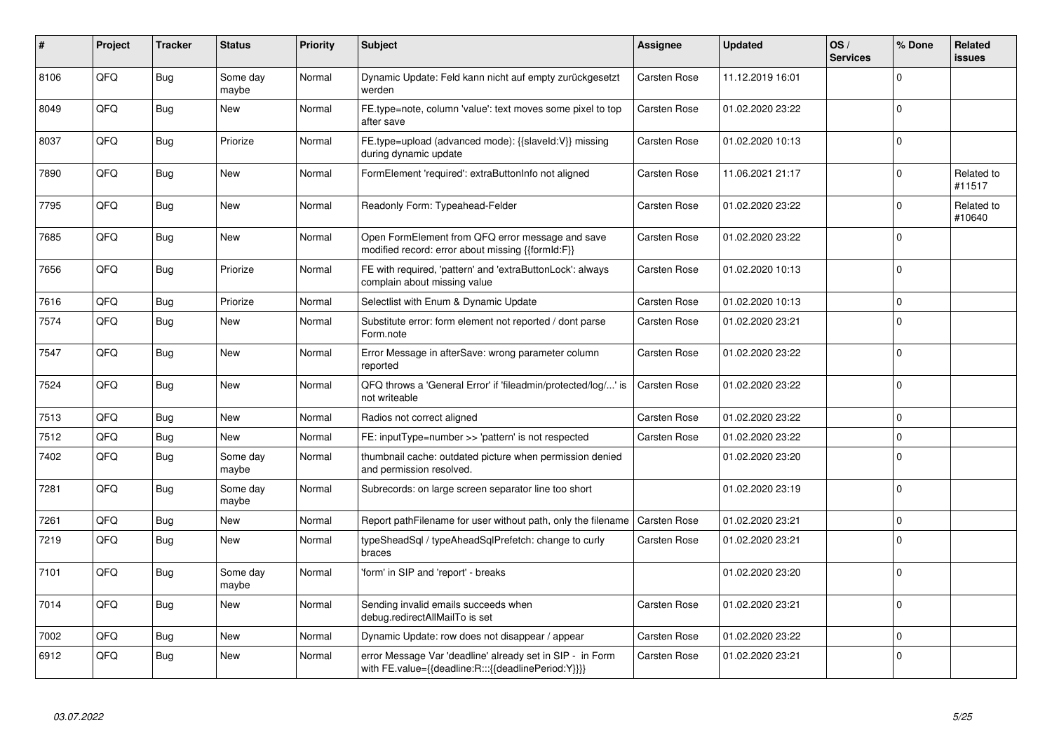| # | Project | Tracker | Status | Priority | Subject | Assignee | Updated | OS / Services | % Done | Related issues |
|---|---|---|---|---|---|---|---|---|---|---|
| 8106 | QFQ | Bug | Some day maybe | Normal | Dynamic Update: Feld kann nicht auf empty zurückgesetzt werden | Carsten Rose | 11.12.2019 16:01 | | 0 | |
| 8049 | QFQ | Bug | New | Normal | FE.type=note, column 'value': text moves some pixel to top after save | Carsten Rose | 01.02.2020 23:22 | | 0 | |
| 8037 | QFQ | Bug | Priorize | Normal | FE.type=upload (advanced mode): {{slaveId:V}} missing during dynamic update | Carsten Rose | 01.02.2020 10:13 | | 0 | |
| 7890 | QFQ | Bug | New | Normal | FormElement 'required': extraButtonInfo not aligned | Carsten Rose | 11.06.2021 21:17 | | 0 | Related to #11517 |
| 7795 | QFQ | Bug | New | Normal | Readonly Form: Typeahead-Felder | Carsten Rose | 01.02.2020 23:22 | | 0 | Related to #10640 |
| 7685 | QFQ | Bug | New | Normal | Open FormElement from QFQ error message and save modified record: error about missing {{formId:F}} | Carsten Rose | 01.02.2020 23:22 | | 0 | |
| 7656 | QFQ | Bug | Priorize | Normal | FE with required, 'pattern' and 'extraButtonLock': always complain about missing value | Carsten Rose | 01.02.2020 10:13 | | 0 | |
| 7616 | QFQ | Bug | Priorize | Normal | Selectlist with Enum & Dynamic Update | Carsten Rose | 01.02.2020 10:13 | | 0 | |
| 7574 | QFQ | Bug | New | Normal | Substitute error: form element not reported / dont parse Form.note | Carsten Rose | 01.02.2020 23:21 | | 0 | |
| 7547 | QFQ | Bug | New | Normal | Error Message in afterSave: wrong parameter column reported | Carsten Rose | 01.02.2020 23:22 | | 0 | |
| 7524 | QFQ | Bug | New | Normal | QFQ throws a 'General Error' if 'fileadmin/protected/log/...' is not writeable | Carsten Rose | 01.02.2020 23:22 | | 0 | |
| 7513 | QFQ | Bug | New | Normal | Radios not correct aligned | Carsten Rose | 01.02.2020 23:22 | | 0 | |
| 7512 | QFQ | Bug | New | Normal | FE: inputType=number >> 'pattern' is not respected | Carsten Rose | 01.02.2020 23:22 | | 0 | |
| 7402 | QFQ | Bug | Some day maybe | Normal | thumbnail cache: outdated picture when permission denied and permission resolved. | | 01.02.2020 23:20 | | 0 | |
| 7281 | QFQ | Bug | Some day maybe | Normal | Subrecords: on large screen separator line too short | | 01.02.2020 23:19 | | 0 | |
| 7261 | QFQ | Bug | New | Normal | Report pathFilename for user without path, only the filename | Carsten Rose | 01.02.2020 23:21 | | 0 | |
| 7219 | QFQ | Bug | New | Normal | typeSheadSql / typeAheadSqlPrefetch: change to curly braces | Carsten Rose | 01.02.2020 23:21 | | 0 | |
| 7101 | QFQ | Bug | Some day maybe | Normal | 'form' in SIP and 'report' - breaks | | 01.02.2020 23:20 | | 0 | |
| 7014 | QFQ | Bug | New | Normal | Sending invalid emails succeeds when debug.redirectAllMailTo is set | Carsten Rose | 01.02.2020 23:21 | | 0 | |
| 7002 | QFQ | Bug | New | Normal | Dynamic Update: row does not disappear / appear | Carsten Rose | 01.02.2020 23:22 | | 0 | |
| 6912 | QFQ | Bug | New | Normal | error Message Var 'deadline' already set in SIP - in Form with FE.value={{deadline:R:::{{deadlinePeriod:Y}}}} | Carsten Rose | 01.02.2020 23:21 | | 0 | |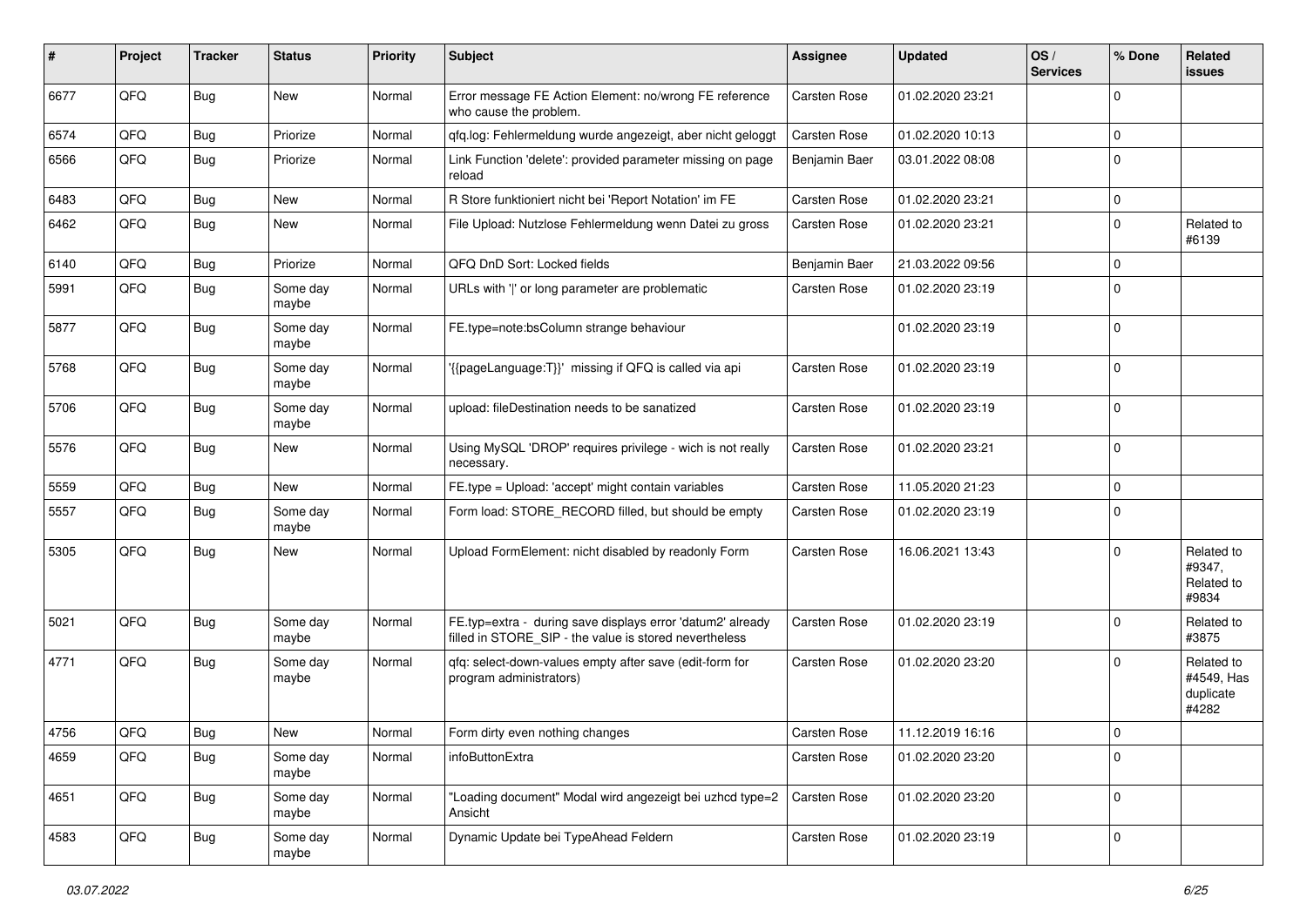| # | Project | Tracker | Status | Priority | Subject | Assignee | Updated | OS / Services | % Done | Related issues |
|---|---|---|---|---|---|---|---|---|---|---|
| 6677 | QFQ | Bug | New | Normal | Error message FE Action Element: no/wrong FE reference who cause the problem. | Carsten Rose | 01.02.2020 23:21 | | 0 | |
| 6574 | QFQ | Bug | Priorize | Normal | qfq.log: Fehlermeldung wurde angezeigt, aber nicht geloggt | Carsten Rose | 01.02.2020 10:13 | | 0 | |
| 6566 | QFQ | Bug | Priorize | Normal | Link Function 'delete': provided parameter missing on page reload | Benjamin Baer | 03.01.2022 08:08 | | 0 | |
| 6483 | QFQ | Bug | New | Normal | R Store funktioniert nicht bei 'Report Notation' im FE | Carsten Rose | 01.02.2020 23:21 | | 0 | |
| 6462 | QFQ | Bug | New | Normal | File Upload: Nutzlose Fehlermeldung wenn Datei zu gross | Carsten Rose | 01.02.2020 23:21 | | 0 | Related to #6139 |
| 6140 | QFQ | Bug | Priorize | Normal | QFQ DnD Sort: Locked fields | Benjamin Baer | 21.03.2022 09:56 | | 0 | |
| 5991 | QFQ | Bug | Some day maybe | Normal | URLs with '\|' or long parameter are problematic | Carsten Rose | 01.02.2020 23:19 | | 0 | |
| 5877 | QFQ | Bug | Some day maybe | Normal | FE.type=note:bsColumn strange behaviour | | 01.02.2020 23:19 | | 0 | |
| 5768 | QFQ | Bug | Some day maybe | Normal | '{{pageLanguage:T}}' missing if QFQ is called via api | Carsten Rose | 01.02.2020 23:19 | | 0 | |
| 5706 | QFQ | Bug | Some day maybe | Normal | upload: fileDestination needs to be sanatized | Carsten Rose | 01.02.2020 23:19 | | 0 | |
| 5576 | QFQ | Bug | New | Normal | Using MySQL 'DROP' requires privilege - wich is not really necessary. | Carsten Rose | 01.02.2020 23:21 | | 0 | |
| 5559 | QFQ | Bug | New | Normal | FE.type = Upload: 'accept' might contain variables | Carsten Rose | 11.05.2020 21:23 | | 0 | |
| 5557 | QFQ | Bug | Some day maybe | Normal | Form load: STORE_RECORD filled, but should be empty | Carsten Rose | 01.02.2020 23:19 | | 0 | |
| 5305 | QFQ | Bug | New | Normal | Upload FormElement: nicht disabled by readonly Form | Carsten Rose | 16.06.2021 13:43 | | 0 | Related to #9347, Related to #9834 |
| 5021 | QFQ | Bug | Some day maybe | Normal | FE.typ=extra - during save displays error 'datum2' already filled in STORE_SIP - the value is stored nevertheless | Carsten Rose | 01.02.2020 23:19 | | 0 | Related to #3875 |
| 4771 | QFQ | Bug | Some day maybe | Normal | qfq: select-down-values empty after save (edit-form for program administrators) | Carsten Rose | 01.02.2020 23:20 | | 0 | Related to #4549, Has duplicate #4282 |
| 4756 | QFQ | Bug | New | Normal | Form dirty even nothing changes | Carsten Rose | 11.12.2019 16:16 | | 0 | |
| 4659 | QFQ | Bug | Some day maybe | Normal | infoButtonExtra | Carsten Rose | 01.02.2020 23:20 | | 0 | |
| 4651 | QFQ | Bug | Some day maybe | Normal | "Loading document" Modal wird angezeigt bei uzhcd type=2 Ansicht | Carsten Rose | 01.02.2020 23:20 | | 0 | |
| 4583 | QFQ | Bug | Some day maybe | Normal | Dynamic Update bei TypeAhead Feldern | Carsten Rose | 01.02.2020 23:19 | | 0 | |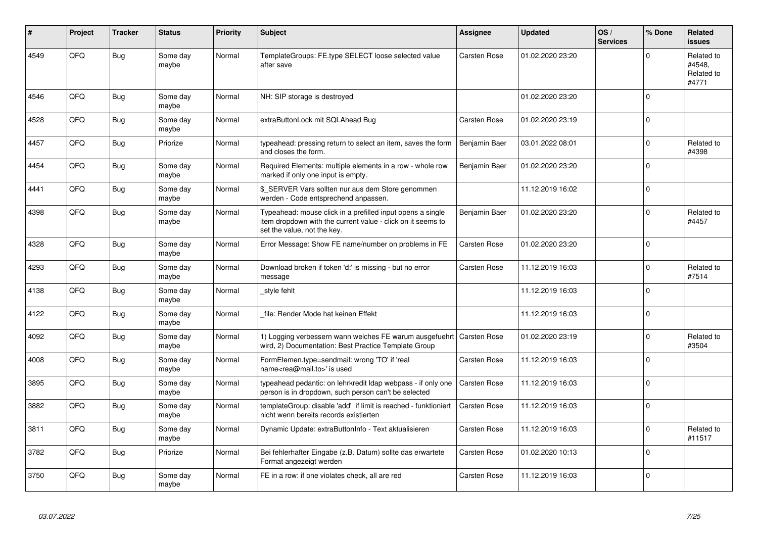| # | Project | Tracker | Status | Priority | Subject | Assignee | Updated | OS / Services | % Done | Related issues |
|---|---|---|---|---|---|---|---|---|---|---|
| 4549 | QFQ | Bug | Some day maybe | Normal | TemplateGroups: FE.type SELECT loose selected value after save | Carsten Rose | 01.02.2020 23:20 | | 0 | Related to #4548, Related to #4771 |
| 4546 | QFQ | Bug | Some day maybe | Normal | NH: SIP storage is destroyed | | 01.02.2020 23:20 | | 0 | |
| 4528 | QFQ | Bug | Some day maybe | Normal | extraButtonLock mit SQLAhead Bug | Carsten Rose | 01.02.2020 23:19 | | 0 | |
| 4457 | QFQ | Bug | Priorize | Normal | typeahead: pressing return to select an item, saves the form and closes the form. | Benjamin Baer | 03.01.2022 08:01 | | 0 | Related to #4398 |
| 4454 | QFQ | Bug | Some day maybe | Normal | Required Elements: multiple elements in a row - whole row marked if only one input is empty. | Benjamin Baer | 01.02.2020 23:20 | | 0 | |
| 4441 | QFQ | Bug | Some day maybe | Normal | $_SERVER Vars sollten nur aus dem Store genommen werden - Code entsprechend anpassen. | | 11.12.2019 16:02 | | 0 | |
| 4398 | QFQ | Bug | Some day maybe | Normal | Typeahead: mouse click in a prefilled input opens a single item dropdown with the current value - click on it seems to set the value, not the key. | Benjamin Baer | 01.02.2020 23:20 | | 0 | Related to #4457 |
| 4328 | QFQ | Bug | Some day maybe | Normal | Error Message: Show FE name/number on problems in FE | Carsten Rose | 01.02.2020 23:20 | | 0 | |
| 4293 | QFQ | Bug | Some day maybe | Normal | Download broken if token 'd:' is missing - but no error message | Carsten Rose | 11.12.2019 16:03 | | 0 | Related to #7514 |
| 4138 | QFQ | Bug | Some day maybe | Normal | _style fehlt | | 11.12.2019 16:03 | | 0 | |
| 4122 | QFQ | Bug | Some day maybe | Normal | _file: Render Mode hat keinen Effekt | | 11.12.2019 16:03 | | 0 | |
| 4092 | QFQ | Bug | Some day maybe | Normal | 1) Logging verbessern wann welches FE warum ausgefuehrt wird, 2) Documentation: Best Practice Template Group | Carsten Rose | 01.02.2020 23:19 | | 0 | Related to #3504 |
| 4008 | QFQ | Bug | Some day maybe | Normal | FormElemen.type=sendmail: wrong 'TO' if 'real name<rea@mail.to>' is used | Carsten Rose | 11.12.2019 16:03 | | 0 | |
| 3895 | QFQ | Bug | Some day maybe | Normal | typeahead pedantic: on lehrkredit ldap webpass - if only one person is in dropdown, such person can't be selected | Carsten Rose | 11.12.2019 16:03 | | 0 | |
| 3882 | QFQ | Bug | Some day maybe | Normal | templateGroup: disable 'add' if limit is reached - funktioniert nicht wenn bereits records existierten | Carsten Rose | 11.12.2019 16:03 | | 0 | |
| 3811 | QFQ | Bug | Some day maybe | Normal | Dynamic Update: extraButtonInfo - Text aktualisieren | Carsten Rose | 11.12.2019 16:03 | | 0 | Related to #11517 |
| 3782 | QFQ | Bug | Priorize | Normal | Bei fehlerhafter Eingabe (z.B. Datum) sollte das erwartete Format angezeigt werden | Carsten Rose | 01.02.2020 10:13 | | 0 | |
| 3750 | QFQ | Bug | Some day maybe | Normal | FE in a row: if one violates check, all are red | Carsten Rose | 11.12.2019 16:03 | | 0 | |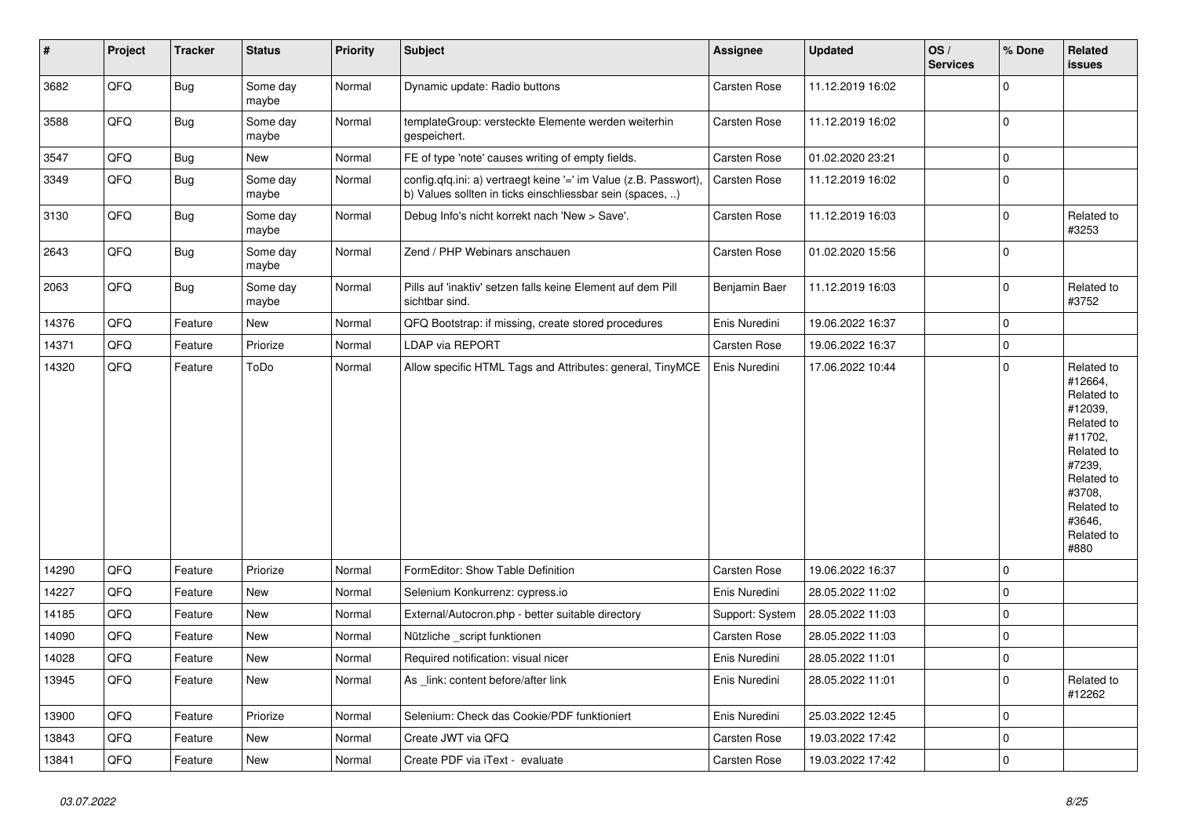| # | Project | Tracker | Status | Priority | Subject | Assignee | Updated | OS / Services | % Done | Related issues |
|---|---|---|---|---|---|---|---|---|---|---|
| 3682 | QFQ | Bug | Some day maybe | Normal | Dynamic update: Radio buttons | Carsten Rose | 11.12.2019 16:02 | | 0 | |
| 3588 | QFQ | Bug | Some day maybe | Normal | templateGroup: versteckte Elemente werden weiterhin gespeichert. | Carsten Rose | 11.12.2019 16:02 | | 0 | |
| 3547 | QFQ | Bug | New | Normal | FE of type 'note' causes writing of empty fields. | Carsten Rose | 01.02.2020 23:21 | | 0 | |
| 3349 | QFQ | Bug | Some day maybe | Normal | config.qfq.ini: a) vertraegt keine '=' im Value (z.B. Passwort), b) Values sollten in ticks einschliessbar sein (spaces, ..) | Carsten Rose | 11.12.2019 16:02 | | 0 | |
| 3130 | QFQ | Bug | Some day maybe | Normal | Debug Info's nicht korrekt nach 'New > Save'. | Carsten Rose | 11.12.2019 16:03 | | 0 | Related to #3253 |
| 2643 | QFQ | Bug | Some day maybe | Normal | Zend / PHP Webinars anschauen | Carsten Rose | 01.02.2020 15:56 | | 0 | |
| 2063 | QFQ | Bug | Some day maybe | Normal | Pills auf 'inaktiv' setzen falls keine Element auf dem Pill sichtbar sind. | Benjamin Baer | 11.12.2019 16:03 | | 0 | Related to #3752 |
| 14376 | QFQ | Feature | New | Normal | QFQ Bootstrap: if missing, create stored procedures | Enis Nuredini | 19.06.2022 16:37 | | 0 | |
| 14371 | QFQ | Feature | Priorize | Normal | LDAP via REPORT | Carsten Rose | 19.06.2022 16:37 | | 0 | |
| 14320 | QFQ | Feature | ToDo | Normal | Allow specific HTML Tags and Attributes: general, TinyMCE | Enis Nuredini | 17.06.2022 10:44 | | 0 | Related to #12664, Related to #12039, Related to #11702, Related to #7239, Related to #3708, Related to #3646, Related to #880 |
| 14290 | QFQ | Feature | Priorize | Normal | FormEditor: Show Table Definition | Carsten Rose | 19.06.2022 16:37 | | 0 | |
| 14227 | QFQ | Feature | New | Normal | Selenium Konkurrenz: cypress.io | Enis Nuredini | 28.05.2022 11:02 | | 0 | |
| 14185 | QFQ | Feature | New | Normal | External/Autocron.php - better suitable directory | Support: System | 28.05.2022 11:03 | | 0 | |
| 14090 | QFQ | Feature | New | Normal | Nützliche _script funktionen | Carsten Rose | 28.05.2022 11:03 | | 0 | |
| 14028 | QFQ | Feature | New | Normal | Required notification: visual nicer | Enis Nuredini | 28.05.2022 11:01 | | 0 | |
| 13945 | QFQ | Feature | New | Normal | As _link: content before/after link | Enis Nuredini | 28.05.2022 11:01 | | 0 | Related to #12262 |
| 13900 | QFQ | Feature | Priorize | Normal | Selenium: Check das Cookie/PDF funktioniert | Enis Nuredini | 25.03.2022 12:45 | | 0 | |
| 13843 | QFQ | Feature | New | Normal | Create JWT via QFQ | Carsten Rose | 19.03.2022 17:42 | | 0 | |
| 13841 | QFQ | Feature | New | Normal | Create PDF via iText - evaluate | Carsten Rose | 19.03.2022 17:42 | | 0 | |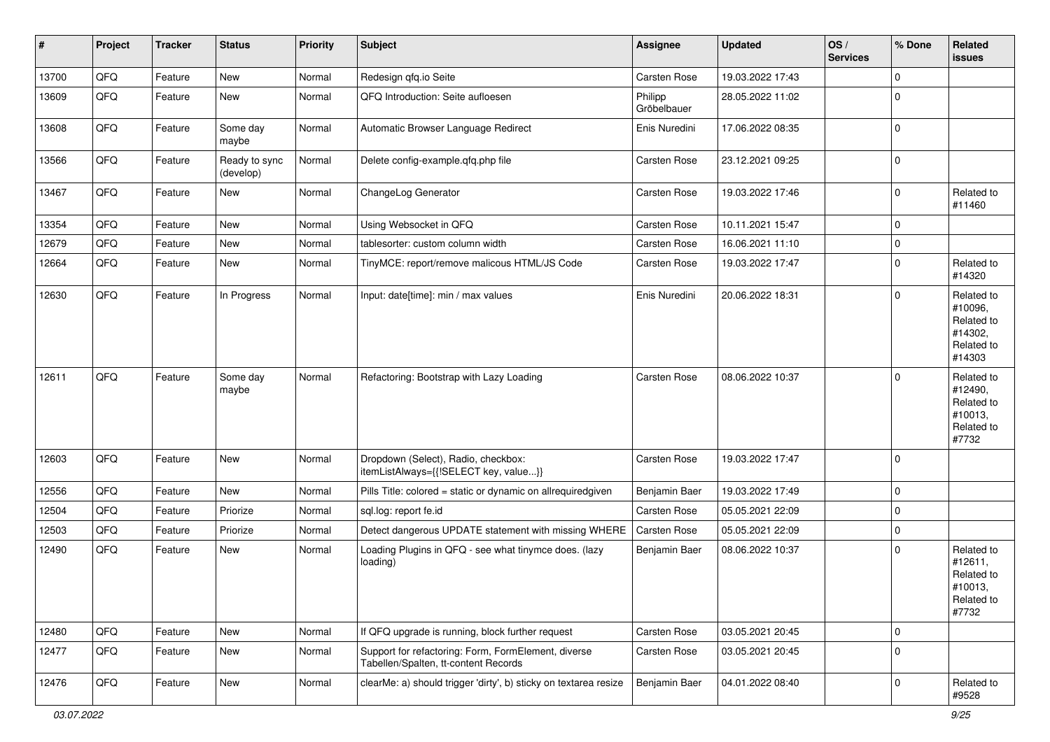| # | Project | Tracker | Status | Priority | Subject | Assignee | Updated | OS / Services | % Done | Related issues |
|---|---|---|---|---|---|---|---|---|---|---|
| 13700 | QFQ | Feature | New | Normal | Redesign qfq.io Seite | Carsten Rose | 19.03.2022 17:43 | | 0 | |
| 13609 | QFQ | Feature | New | Normal | QFQ Introduction: Seite aufloesen | Philipp Gröbelbauer | 28.05.2022 11:02 | | 0 | |
| 13608 | QFQ | Feature | Some day maybe | Normal | Automatic Browser Language Redirect | Enis Nuredini | 17.06.2022 08:35 | | 0 | |
| 13566 | QFQ | Feature | Ready to sync (develop) | Normal | Delete config-example.qfq.php file | Carsten Rose | 23.12.2021 09:25 | | 0 | |
| 13467 | QFQ | Feature | New | Normal | ChangeLog Generator | Carsten Rose | 19.03.2022 17:46 | | 0 | Related to #11460 |
| 13354 | QFQ | Feature | New | Normal | Using Websocket in QFQ | Carsten Rose | 10.11.2021 15:47 | | 0 | |
| 12679 | QFQ | Feature | New | Normal | tablesorter: custom column width | Carsten Rose | 16.06.2021 11:10 | | 0 | |
| 12664 | QFQ | Feature | New | Normal | TinyMCE: report/remove malicous HTML/JS Code | Carsten Rose | 19.03.2022 17:47 | | 0 | Related to #14320 |
| 12630 | QFQ | Feature | In Progress | Normal | Input: date[time]: min / max values | Enis Nuredini | 20.06.2022 18:31 | | 0 | Related to #10096, Related to #14302, Related to #14303 |
| 12611 | QFQ | Feature | Some day maybe | Normal | Refactoring: Bootstrap with Lazy Loading | Carsten Rose | 08.06.2022 10:37 | | 0 | Related to #12490, Related to #10013, Related to #7732 |
| 12603 | QFQ | Feature | New | Normal | Dropdown (Select), Radio, checkbox: itemListAlways={{!SELECT key, value...}} | Carsten Rose | 19.03.2022 17:47 | | 0 | |
| 12556 | QFQ | Feature | New | Normal | Pills Title: colored = static or dynamic on allrequiredgiven | Benjamin Baer | 19.03.2022 17:49 | | 0 | |
| 12504 | QFQ | Feature | Priorize | Normal | sql.log: report fe.id | Carsten Rose | 05.05.2021 22:09 | | 0 | |
| 12503 | QFQ | Feature | Priorize | Normal | Detect dangerous UPDATE statement with missing WHERE | Carsten Rose | 05.05.2021 22:09 | | 0 | |
| 12490 | QFQ | Feature | New | Normal | Loading Plugins in QFQ - see what tinymce does. (lazy loading) | Benjamin Baer | 08.06.2022 10:37 | | 0 | Related to #12611, Related to #10013, Related to #7732 |
| 12480 | QFQ | Feature | New | Normal | If QFQ upgrade is running, block further request | Carsten Rose | 03.05.2021 20:45 | | 0 | |
| 12477 | QFQ | Feature | New | Normal | Support for refactoring: Form, FormElement, diverse Tabellen/Spalten, tt-content Records | Carsten Rose | 03.05.2021 20:45 | | 0 | |
| 12476 | QFQ | Feature | New | Normal | clearMe: a) should trigger 'dirty', b) sticky on textarea resize | Benjamin Baer | 04.01.2022 08:40 | | 0 | Related to #9528 |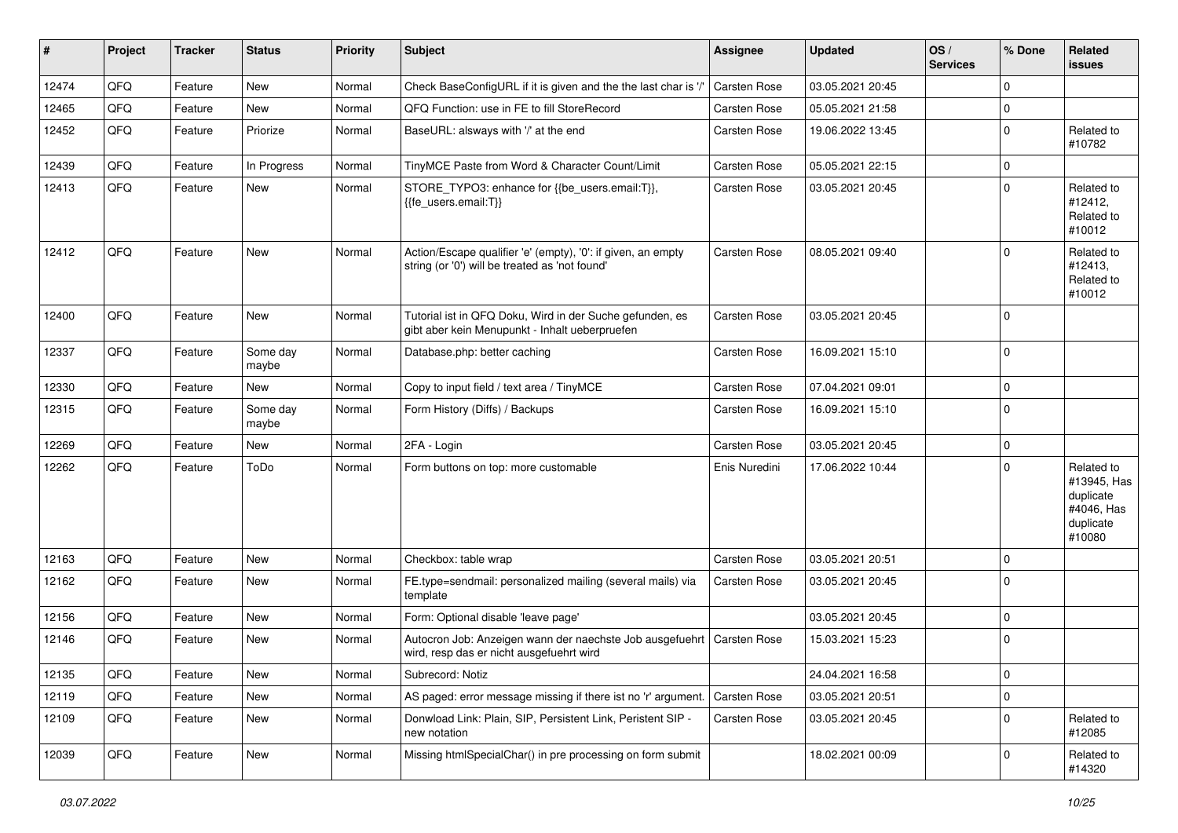| # | Project | Tracker | Status | Priority | Subject | Assignee | Updated | OS / Services | % Done | Related issues |
|---|---|---|---|---|---|---|---|---|---|---|
| 12474 | QFQ | Feature | New | Normal | Check BaseConfigURL if it is given and the the last char is '/' | Carsten Rose | 03.05.2021 20:45 | | 0 | |
| 12465 | QFQ | Feature | New | Normal | QFQ Function: use in FE to fill StoreRecord | Carsten Rose | 05.05.2021 21:58 | | 0 | |
| 12452 | QFQ | Feature | Priorize | Normal | BaseURL: alsways with '/' at the end | Carsten Rose | 19.06.2022 13:45 | | 0 | Related to #10782 |
| 12439 | QFQ | Feature | In Progress | Normal | TinyMCE Paste from Word & Character Count/Limit | Carsten Rose | 05.05.2021 22:15 | | 0 | |
| 12413 | QFQ | Feature | New | Normal | STORE_TYPO3: enhance for {{be_users.email:T}}, {{fe_users.email:T}} | Carsten Rose | 03.05.2021 20:45 | | 0 | Related to #12412, Related to #10012 |
| 12412 | QFQ | Feature | New | Normal | Action/Escape qualifier 'e' (empty), '0': if given, an empty string (or '0') will be treated as 'not found' | Carsten Rose | 08.05.2021 09:40 | | 0 | Related to #12413, Related to #10012 |
| 12400 | QFQ | Feature | New | Normal | Tutorial ist in QFQ Doku, Wird in der Suche gefunden, es gibt aber kein Menupunkt - Inhalt ueberpruefen | Carsten Rose | 03.05.2021 20:45 | | 0 | |
| 12337 | QFQ | Feature | Some day maybe | Normal | Database.php: better caching | Carsten Rose | 16.09.2021 15:10 | | 0 | |
| 12330 | QFQ | Feature | New | Normal | Copy to input field / text area / TinyMCE | Carsten Rose | 07.04.2021 09:01 | | 0 | |
| 12315 | QFQ | Feature | Some day maybe | Normal | Form History (Diffs) / Backups | Carsten Rose | 16.09.2021 15:10 | | 0 | |
| 12269 | QFQ | Feature | New | Normal | 2FA - Login | Carsten Rose | 03.05.2021 20:45 | | 0 | |
| 12262 | QFQ | Feature | ToDo | Normal | Form buttons on top: more customable | Enis Nuredini | 17.06.2022 10:44 | | 0 | Related to #13945, Has duplicate #4046, Has duplicate #10080 |
| 12163 | QFQ | Feature | New | Normal | Checkbox: table wrap | Carsten Rose | 03.05.2021 20:51 | | 0 | |
| 12162 | QFQ | Feature | New | Normal | FE.type=sendmail: personalized mailing (several mails) via template | Carsten Rose | 03.05.2021 20:45 | | 0 | |
| 12156 | QFQ | Feature | New | Normal | Form: Optional disable 'leave page' | | 03.05.2021 20:45 | | 0 | |
| 12146 | QFQ | Feature | New | Normal | Autocron Job: Anzeigen wann der naechste Job ausgefuehrt wird, resp das er nicht ausgefuehrt wird | Carsten Rose | 15.03.2021 15:23 | | 0 | |
| 12135 | QFQ | Feature | New | Normal | Subrecord: Notiz | | 24.04.2021 16:58 | | 0 | |
| 12119 | QFQ | Feature | New | Normal | AS paged: error message missing if there ist no 'r' argument. | Carsten Rose | 03.05.2021 20:51 | | 0 | |
| 12109 | QFQ | Feature | New | Normal | Donwload Link: Plain, SIP, Persistent Link, Peristent SIP - new notation | Carsten Rose | 03.05.2021 20:45 | | 0 | Related to #12085 |
| 12039 | QFQ | Feature | New | Normal | Missing htmlSpecialChar() in pre processing on form submit | | 18.02.2021 00:09 | | 0 | Related to #14320 |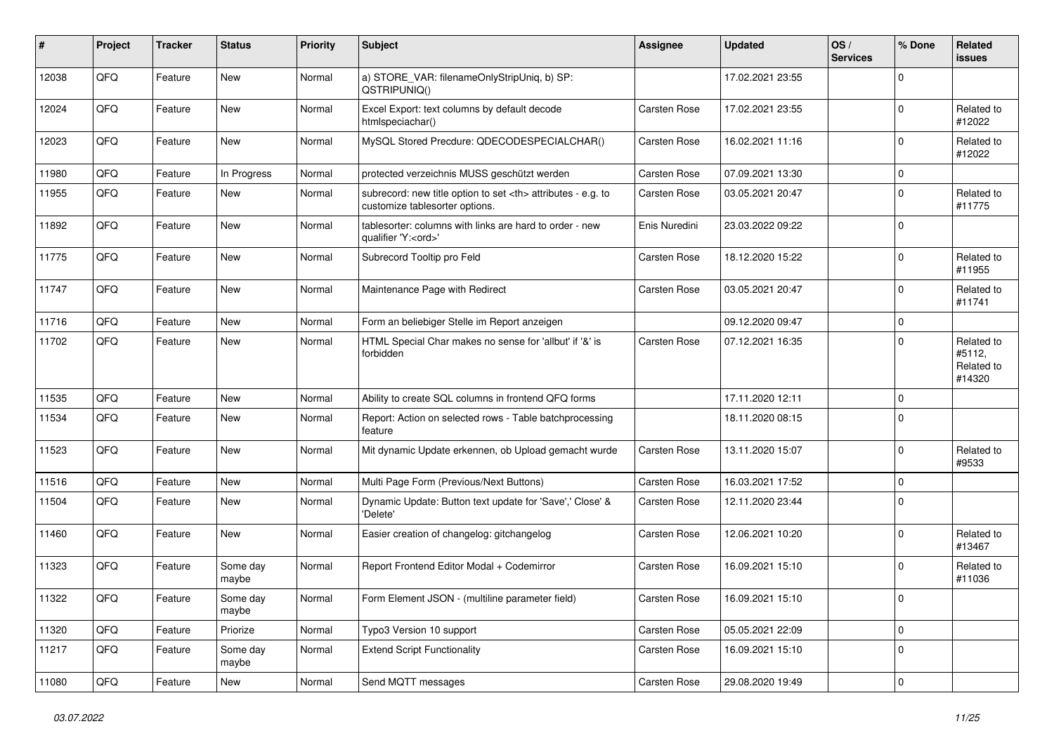| # | Project | Tracker | Status | Priority | Subject | Assignee | Updated | OS / Services | % Done | Related issues |
|---|---|---|---|---|---|---|---|---|---|---|
| 12038 | QFQ | Feature | New | Normal | a) STORE_VAR: filenameOnlyStripUniq, b) SP: QSTRIPUNIQ() | | 17.02.2021 23:55 | | 0 | |
| 12024 | QFQ | Feature | New | Normal | Excel Export: text columns by default decode htmlspeciachar() | Carsten Rose | 17.02.2021 23:55 | | 0 | Related to #12022 |
| 12023 | QFQ | Feature | New | Normal | MySQL Stored Precdure: QDECODESPECIALCHAR() | Carsten Rose | 16.02.2021 11:16 | | 0 | Related to #12022 |
| 11980 | QFQ | Feature | In Progress | Normal | protected verzeichnis MUSS geschützt werden | Carsten Rose | 07.09.2021 13:30 | | 0 | |
| 11955 | QFQ | Feature | New | Normal | subrecord: new title option to set <th> attributes - e.g. to customize tablesorter options. | Carsten Rose | 03.05.2021 20:47 | | 0 | Related to #11775 |
| 11892 | QFQ | Feature | New | Normal | tablesorter: columns with links are hard to order - new qualifier 'Y:<ord>' | Enis Nuredini | 23.03.2022 09:22 | | 0 | |
| 11775 | QFQ | Feature | New | Normal | Subrecord Tooltip pro Feld | Carsten Rose | 18.12.2020 15:22 | | 0 | Related to #11955 |
| 11747 | QFQ | Feature | New | Normal | Maintenance Page with Redirect | Carsten Rose | 03.05.2021 20:47 | | 0 | Related to #11741 |
| 11716 | QFQ | Feature | New | Normal | Form an beliebiger Stelle im Report anzeigen | | 09.12.2020 09:47 | | 0 | |
| 11702 | QFQ | Feature | New | Normal | HTML Special Char makes no sense for 'allbut' if '&' is forbidden | Carsten Rose | 07.12.2021 16:35 | | 0 | Related to #5112, Related to #14320 |
| 11535 | QFQ | Feature | New | Normal | Ability to create SQL columns in frontend QFQ forms | | 17.11.2020 12:11 | | 0 | |
| 11534 | QFQ | Feature | New | Normal | Report: Action on selected rows - Table batchprocessing feature | | 18.11.2020 08:15 | | 0 | |
| 11523 | QFQ | Feature | New | Normal | Mit dynamic Update erkennen, ob Upload gemacht wurde | Carsten Rose | 13.11.2020 15:07 | | 0 | Related to #9533 |
| 11516 | QFQ | Feature | New | Normal | Multi Page Form (Previous/Next Buttons) | Carsten Rose | 16.03.2021 17:52 | | 0 | |
| 11504 | QFQ | Feature | New | Normal | Dynamic Update: Button text update for 'Save',' Close' & 'Delete' | Carsten Rose | 12.11.2020 23:44 | | 0 | |
| 11460 | QFQ | Feature | New | Normal | Easier creation of changelog: gitchangelog | Carsten Rose | 12.06.2021 10:20 | | 0 | Related to #13467 |
| 11323 | QFQ | Feature | Some day maybe | Normal | Report Frontend Editor Modal + Codemirror | Carsten Rose | 16.09.2021 15:10 | | 0 | Related to #11036 |
| 11322 | QFQ | Feature | Some day maybe | Normal | Form Element JSON - (multiline parameter field) | Carsten Rose | 16.09.2021 15:10 | | 0 | |
| 11320 | QFQ | Feature | Priorize | Normal | Typo3 Version 10 support | Carsten Rose | 05.05.2021 22:09 | | 0 | |
| 11217 | QFQ | Feature | Some day maybe | Normal | Extend Script Functionality | Carsten Rose | 16.09.2021 15:10 | | 0 | |
| 11080 | QFQ | Feature | New | Normal | Send MQTT messages | Carsten Rose | 29.08.2020 19:49 | | 0 | |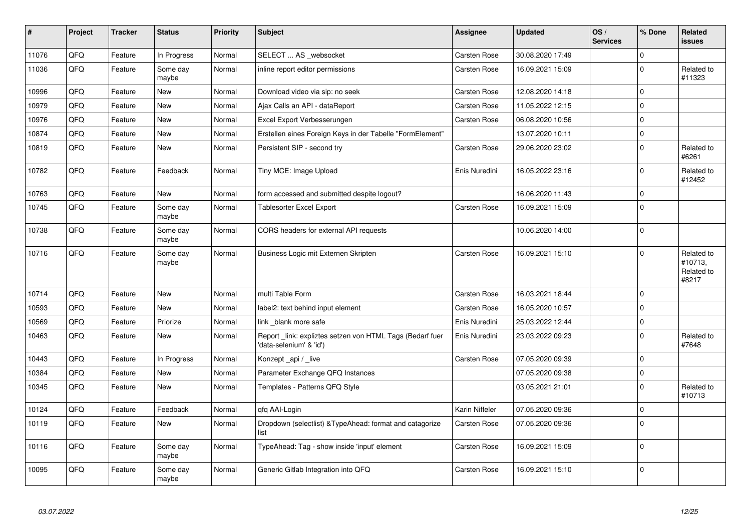| # | Project | Tracker | Status | Priority | Subject | Assignee | Updated | OS / Services | % Done | Related issues |
|---|---|---|---|---|---|---|---|---|---|---|
| 11076 | QFQ | Feature | In Progress | Normal | SELECT ... AS _websocket | Carsten Rose | 30.08.2020 17:49 | | 0 | |
| 11036 | QFQ | Feature | Some day maybe | Normal | inline report editor permissions | Carsten Rose | 16.09.2021 15:09 | | 0 | Related to #11323 |
| 10996 | QFQ | Feature | New | Normal | Download video via sip: no seek | Carsten Rose | 12.08.2020 14:18 | | 0 | |
| 10979 | QFQ | Feature | New | Normal | Ajax Calls an API - dataReport | Carsten Rose | 11.05.2022 12:15 | | 0 | |
| 10976 | QFQ | Feature | New | Normal | Excel Export Verbesserungen | Carsten Rose | 06.08.2020 10:56 | | 0 | |
| 10874 | QFQ | Feature | New | Normal | Erstellen eines Foreign Keys in der Tabelle "FormElement" | | 13.07.2020 10:11 | | 0 | |
| 10819 | QFQ | Feature | New | Normal | Persistent SIP - second try | Carsten Rose | 29.06.2020 23:02 | | 0 | Related to #6261 |
| 10782 | QFQ | Feature | Feedback | Normal | Tiny MCE: Image Upload | Enis Nuredini | 16.05.2022 23:16 | | 0 | Related to #12452 |
| 10763 | QFQ | Feature | New | Normal | form accessed and submitted despite logout? | | 16.06.2020 11:43 | | 0 | |
| 10745 | QFQ | Feature | Some day maybe | Normal | Tablesorter Excel Export | Carsten Rose | 16.09.2021 15:09 | | 0 | |
| 10738 | QFQ | Feature | Some day maybe | Normal | CORS headers for external API requests | | 10.06.2020 14:00 | | 0 | |
| 10716 | QFQ | Feature | Some day maybe | Normal | Business Logic mit Externen Skripten | Carsten Rose | 16.09.2021 15:10 | | 0 | Related to #10713, Related to #8217 |
| 10714 | QFQ | Feature | New | Normal | multi Table Form | Carsten Rose | 16.03.2021 18:44 | | 0 | |
| 10593 | QFQ | Feature | New | Normal | label2: text behind input element | Carsten Rose | 16.05.2020 10:57 | | 0 | |
| 10569 | QFQ | Feature | Priorize | Normal | link _blank more safe | Enis Nuredini | 25.03.2022 12:44 | | 0 | |
| 10463 | QFQ | Feature | New | Normal | Report _link: expliztes setzen von HTML Tags (Bedarf fuer 'data-selenium' & 'id') | Enis Nuredini | 23.03.2022 09:23 | | 0 | Related to #7648 |
| 10443 | QFQ | Feature | In Progress | Normal | Konzept _api / _live | Carsten Rose | 07.05.2020 09:39 | | 0 | |
| 10384 | QFQ | Feature | New | Normal | Parameter Exchange QFQ Instances | | 07.05.2020 09:38 | | 0 | |
| 10345 | QFQ | Feature | New | Normal | Templates - Patterns QFQ Style | | 03.05.2021 21:01 | | 0 | Related to #10713 |
| 10124 | QFQ | Feature | Feedback | Normal | qfq AAI-Login | Karin Niffeler | 07.05.2020 09:36 | | 0 | |
| 10119 | QFQ | Feature | New | Normal | Dropdown (selectlist) &TypeAhead: format and catagorize list | Carsten Rose | 07.05.2020 09:36 | | 0 | |
| 10116 | QFQ | Feature | Some day maybe | Normal | TypeAhead: Tag - show inside 'input' element | Carsten Rose | 16.09.2021 15:09 | | 0 | |
| 10095 | QFQ | Feature | Some day maybe | Normal | Generic Gitlab Integration into QFQ | Carsten Rose | 16.09.2021 15:10 | | 0 | |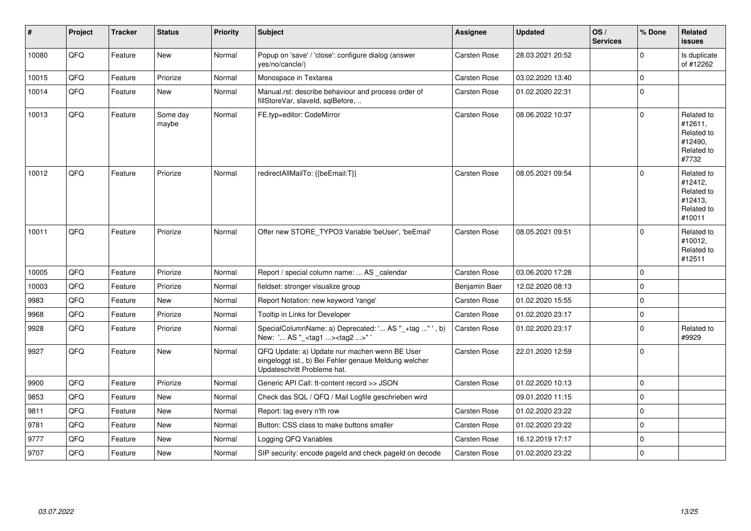| # | Project | Tracker | Status | Priority | Subject | Assignee | Updated | OS / Services | % Done | Related issues |
|---|---|---|---|---|---|---|---|---|---|---|
| 10080 | QFQ | Feature | New | Normal | Popup on 'save' / 'close': configure dialog (answer yes/no/cancle/) | Carsten Rose | 28.03.2021 20:52 | | 0 | Is duplicate of #12262 |
| 10015 | QFQ | Feature | Priorize | Normal | Monospace in Textarea | Carsten Rose | 03.02.2020 13:40 | | 0 | |
| 10014 | QFQ | Feature | New | Normal | Manual.rst: describe behaviour and process order of fillStoreVar, slaveId, sqlBefore, .. | Carsten Rose | 01.02.2020 22:31 | | 0 | |
| 10013 | QFQ | Feature | Some day maybe | Normal | FE.typ=editor: CodeMirror | Carsten Rose | 08.06.2022 10:37 | | 0 | Related to #12611, Related to #12490, Related to #7732 |
| 10012 | QFQ | Feature | Priorize | Normal | redirectAllMailTo: {{beEmail:T}} | Carsten Rose | 08.05.2021 09:54 | | 0 | Related to #12412, Related to #12413, Related to #10011 |
| 10011 | QFQ | Feature | Priorize | Normal | Offer new STORE_TYPO3 Variable 'beUser', 'beEmail' | Carsten Rose | 08.05.2021 09:51 | | 0 | Related to #10012, Related to #12511 |
| 10005 | QFQ | Feature | Priorize | Normal | Report / special column name: ... AS _calendar | Carsten Rose | 03.06.2020 17:28 | | 0 | |
| 10003 | QFQ | Feature | Priorize | Normal | fieldset: stronger visualize group | Benjamin Baer | 12.02.2020 08:13 | | 0 | |
| 9983 | QFQ | Feature | New | Normal | Report Notation: new keyword 'range' | Carsten Rose | 01.02.2020 15:55 | | 0 | |
| 9968 | QFQ | Feature | Priorize | Normal | Tooltip in Links for Developer | Carsten Rose | 01.02.2020 23:17 | | 0 | |
| 9928 | QFQ | Feature | Priorize | Normal | SpecialColumnName: a) Deprecated: '... AS "_+tag ..." ', b) New: '... AS "_<tag1 ...><tag2 ...>" ' | Carsten Rose | 01.02.2020 23:17 | | 0 | Related to #9929 |
| 9927 | QFQ | Feature | New | Normal | QFQ Update: a) Update nur machen wenn BE User eingeloggt ist., b) Bei Fehler genaue Meldung welcher Updateschritt Probleme hat. | Carsten Rose | 22.01.2020 12:59 | | 0 | |
| 9900 | QFQ | Feature | Priorize | Normal | Generic API Call: tt-content record >> JSON | Carsten Rose | 01.02.2020 10:13 | | 0 | |
| 9853 | QFQ | Feature | New | Normal | Check das SQL / QFQ / Mail Logfile geschrieben wird | | 09.01.2020 11:15 | | 0 | |
| 9811 | QFQ | Feature | New | Normal | Report: tag every n'th row | Carsten Rose | 01.02.2020 23:22 | | 0 | |
| 9781 | QFQ | Feature | New | Normal | Button: CSS class to make buttons smaller | Carsten Rose | 01.02.2020 23:22 | | 0 | |
| 9777 | QFQ | Feature | New | Normal | Logging QFQ Variables | Carsten Rose | 16.12.2019 17:17 | | 0 | |
| 9707 | QFQ | Feature | New | Normal | SIP security: encode pageId and check pageId on decode | Carsten Rose | 01.02.2020 23:22 | | 0 | |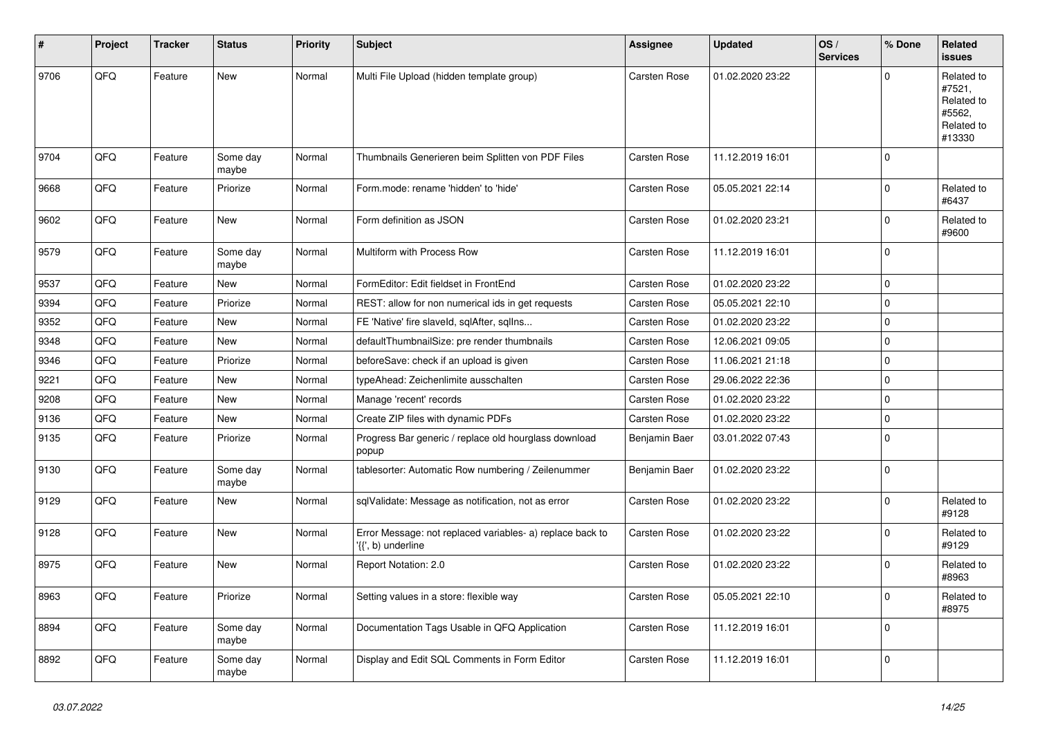| # | Project | Tracker | Status | Priority | Subject | Assignee | Updated | OS / Services | % Done | Related issues |
|---|---|---|---|---|---|---|---|---|---|---|
| 9706 | QFQ | Feature | New | Normal | Multi File Upload (hidden template group) | Carsten Rose | 01.02.2020 23:22 | | 0 | Related to #7521, Related to #5562, Related to #13330 |
| 9704 | QFQ | Feature | Some day maybe | Normal | Thumbnails Generieren beim Splitten von PDF Files | Carsten Rose | 11.12.2019 16:01 | | 0 | |
| 9668 | QFQ | Feature | Priorize | Normal | Form.mode: rename 'hidden' to 'hide' | Carsten Rose | 05.05.2021 22:14 | | 0 | Related to #6437 |
| 9602 | QFQ | Feature | New | Normal | Form definition as JSON | Carsten Rose | 01.02.2020 23:21 | | 0 | Related to #9600 |
| 9579 | QFQ | Feature | Some day maybe | Normal | Multiform with Process Row | Carsten Rose | 11.12.2019 16:01 | | 0 | |
| 9537 | QFQ | Feature | New | Normal | FormEditor: Edit fieldset in FrontEnd | Carsten Rose | 01.02.2020 23:22 | | 0 | |
| 9394 | QFQ | Feature | Priorize | Normal | REST: allow for non numerical ids in get requests | Carsten Rose | 05.05.2021 22:10 | | 0 | |
| 9352 | QFQ | Feature | New | Normal | FE 'Native' fire slaveId, sqlAfter, sqlIns... | Carsten Rose | 01.02.2020 23:22 | | 0 | |
| 9348 | QFQ | Feature | New | Normal | defaultThumbnailSize: pre render thumbnails | Carsten Rose | 12.06.2021 09:05 | | 0 | |
| 9346 | QFQ | Feature | Priorize | Normal | beforeSave: check if an upload is given | Carsten Rose | 11.06.2021 21:18 | | 0 | |
| 9221 | QFQ | Feature | New | Normal | typeAhead: Zeichenlimite ausschalten | Carsten Rose | 29.06.2022 22:36 | | 0 | |
| 9208 | QFQ | Feature | New | Normal | Manage 'recent' records | Carsten Rose | 01.02.2020 23:22 | | 0 | |
| 9136 | QFQ | Feature | New | Normal | Create ZIP files with dynamic PDFs | Carsten Rose | 01.02.2020 23:22 | | 0 | |
| 9135 | QFQ | Feature | Priorize | Normal | Progress Bar generic / replace old hourglass download popup | Benjamin Baer | 03.01.2022 07:43 | | 0 | |
| 9130 | QFQ | Feature | Some day maybe | Normal | tablesorter: Automatic Row numbering / Zeilenummer | Benjamin Baer | 01.02.2020 23:22 | | 0 | |
| 9129 | QFQ | Feature | New | Normal | sqlValidate: Message as notification, not as error | Carsten Rose | 01.02.2020 23:22 | | 0 | Related to #9128 |
| 9128 | QFQ | Feature | New | Normal | Error Message: not replaced variables- a) replace back to '{{', b) underline | Carsten Rose | 01.02.2020 23:22 | | 0 | Related to #9129 |
| 8975 | QFQ | Feature | New | Normal | Report Notation: 2.0 | Carsten Rose | 01.02.2020 23:22 | | 0 | Related to #8963 |
| 8963 | QFQ | Feature | Priorize | Normal | Setting values in a store: flexible way | Carsten Rose | 05.05.2021 22:10 | | 0 | Related to #8975 |
| 8894 | QFQ | Feature | Some day maybe | Normal | Documentation Tags Usable in QFQ Application | Carsten Rose | 11.12.2019 16:01 | | 0 | |
| 8892 | QFQ | Feature | Some day maybe | Normal | Display and Edit SQL Comments in Form Editor | Carsten Rose | 11.12.2019 16:01 | | 0 | |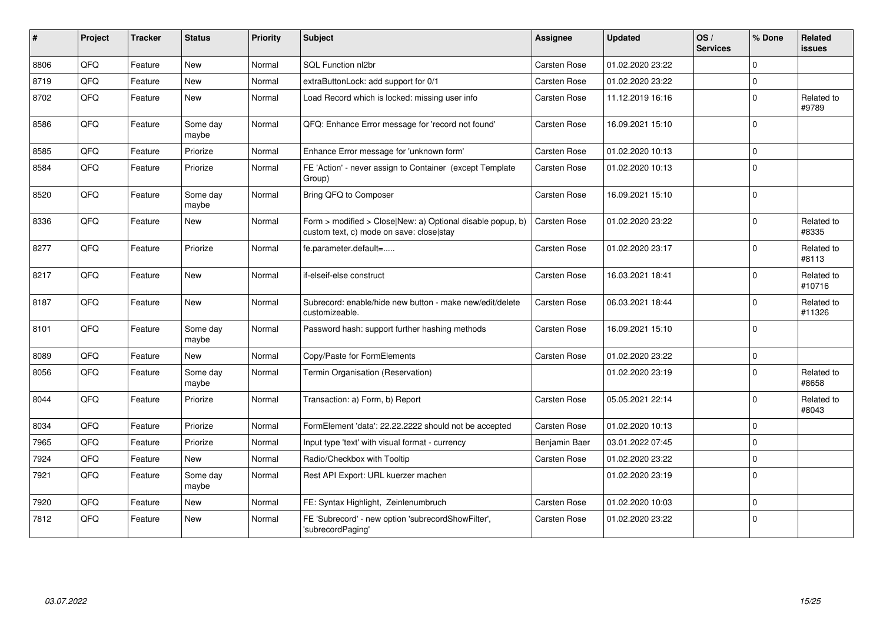| # | Project | Tracker | Status | Priority | Subject | Assignee | Updated | OS / Services | % Done | Related issues |
|---|---|---|---|---|---|---|---|---|---|---|
| 8806 | QFQ | Feature | New | Normal | SQL Function nl2br | Carsten Rose | 01.02.2020 23:22 | | 0 | |
| 8719 | QFQ | Feature | New | Normal | extraButtonLock: add support for 0/1 | Carsten Rose | 01.02.2020 23:22 | | 0 | |
| 8702 | QFQ | Feature | New | Normal | Load Record which is locked: missing user info | Carsten Rose | 11.12.2019 16:16 | | 0 | Related to #9789 |
| 8586 | QFQ | Feature | Some day maybe | Normal | QFQ: Enhance Error message for 'record not found' | Carsten Rose | 16.09.2021 15:10 | | 0 | |
| 8585 | QFQ | Feature | Priorize | Normal | Enhance Error message for 'unknown form' | Carsten Rose | 01.02.2020 10:13 | | 0 | |
| 8584 | QFQ | Feature | Priorize | Normal | FE 'Action' - never assign to Container (except Template Group) | Carsten Rose | 01.02.2020 10:13 | | 0 | |
| 8520 | QFQ | Feature | Some day maybe | Normal | Bring QFQ to Composer | Carsten Rose | 16.09.2021 15:10 | | 0 | |
| 8336 | QFQ | Feature | New | Normal | Form > modified > Close\|New: a) Optional disable popup, b) custom text, c) mode on save: close\|stay | Carsten Rose | 01.02.2020 23:22 | | 0 | Related to #8335 |
| 8277 | QFQ | Feature | Priorize | Normal | fe.parameter.default=..... | Carsten Rose | 01.02.2020 23:17 | | 0 | Related to #8113 |
| 8217 | QFQ | Feature | New | Normal | if-elseif-else construct | Carsten Rose | 16.03.2021 18:41 | | 0 | Related to #10716 |
| 8187 | QFQ | Feature | New | Normal | Subrecord: enable/hide new button - make new/edit/delete customizeable. | Carsten Rose | 06.03.2021 18:44 | | 0 | Related to #11326 |
| 8101 | QFQ | Feature | Some day maybe | Normal | Password hash: support further hashing methods | Carsten Rose | 16.09.2021 15:10 | | 0 | |
| 8089 | QFQ | Feature | New | Normal | Copy/Paste for FormElements | Carsten Rose | 01.02.2020 23:22 | | 0 | |
| 8056 | QFQ | Feature | Some day maybe | Normal | Termin Organisation (Reservation) | | 01.02.2020 23:19 | | 0 | Related to #8658 |
| 8044 | QFQ | Feature | Priorize | Normal | Transaction: a) Form, b) Report | Carsten Rose | 05.05.2021 22:14 | | 0 | Related to #8043 |
| 8034 | QFQ | Feature | Priorize | Normal | FormElement 'data': 22.22.2222 should not be accepted | Carsten Rose | 01.02.2020 10:13 | | 0 | |
| 7965 | QFQ | Feature | Priorize | Normal | Input type 'text' with visual format - currency | Benjamin Baer | 03.01.2022 07:45 | | 0 | |
| 7924 | QFQ | Feature | New | Normal | Radio/Checkbox with Tooltip | Carsten Rose | 01.02.2020 23:22 | | 0 | |
| 7921 | QFQ | Feature | Some day maybe | Normal | Rest API Export: URL kuerzer machen | | 01.02.2020 23:19 | | 0 | |
| 7920 | QFQ | Feature | New | Normal | FE: Syntax Highlight, Zeinlenumbruch | Carsten Rose | 01.02.2020 10:03 | | 0 | |
| 7812 | QFQ | Feature | New | Normal | FE 'Subrecord' - new option 'subrecordShowFilter', 'subrecordPaging' | Carsten Rose | 01.02.2020 23:22 | | 0 | |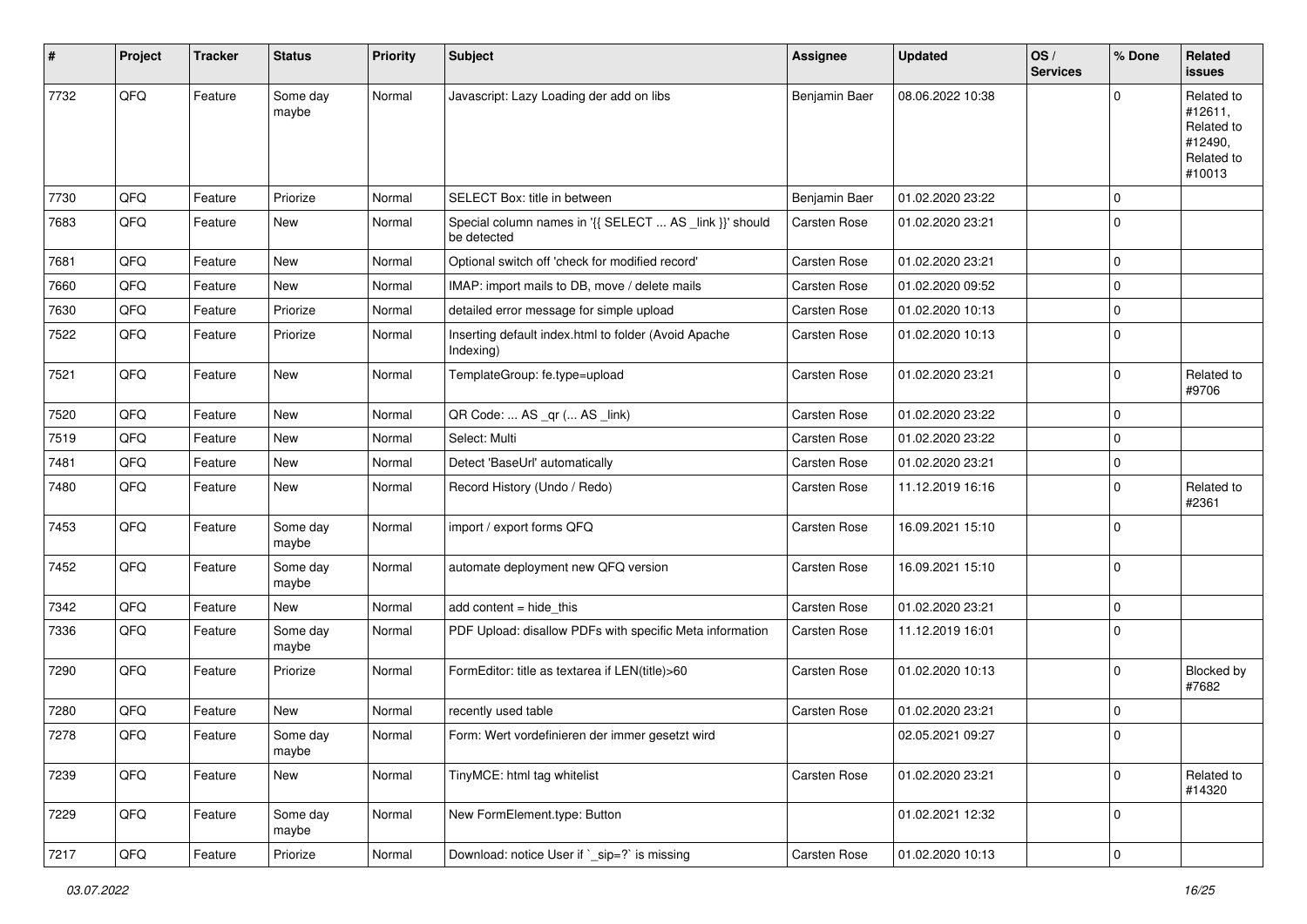| # | Project | Tracker | Status | Priority | Subject | Assignee | Updated | OS / Services | % Done | Related issues |
|---|---|---|---|---|---|---|---|---|---|---|
| 7732 | QFQ | Feature | Some day maybe | Normal | Javascript: Lazy Loading der add on libs | Benjamin Baer | 08.06.2022 10:38 | | 0 | Related to #12611, Related to #12490, Related to #10013 |
| 7730 | QFQ | Feature | Priorize | Normal | SELECT Box: title in between | Benjamin Baer | 01.02.2020 23:22 | | 0 | |
| 7683 | QFQ | Feature | New | Normal | Special column names in '{{ SELECT ... AS _link }}' should be detected | Carsten Rose | 01.02.2020 23:21 | | 0 | |
| 7681 | QFQ | Feature | New | Normal | Optional switch off 'check for modified record' | Carsten Rose | 01.02.2020 23:21 | | 0 | |
| 7660 | QFQ | Feature | New | Normal | IMAP: import mails to DB, move / delete mails | Carsten Rose | 01.02.2020 09:52 | | 0 | |
| 7630 | QFQ | Feature | Priorize | Normal | detailed error message for simple upload | Carsten Rose | 01.02.2020 10:13 | | 0 | |
| 7522 | QFQ | Feature | Priorize | Normal | Inserting default index.html to folder (Avoid Apache Indexing) | Carsten Rose | 01.02.2020 10:13 | | 0 | |
| 7521 | QFQ | Feature | New | Normal | TemplateGroup: fe.type=upload | Carsten Rose | 01.02.2020 23:21 | | 0 | Related to #9706 |
| 7520 | QFQ | Feature | New | Normal | QR Code: ... AS _qr ( ... AS _link) | Carsten Rose | 01.02.2020 23:22 | | 0 | |
| 7519 | QFQ | Feature | New | Normal | Select: Multi | Carsten Rose | 01.02.2020 23:22 | | 0 | |
| 7481 | QFQ | Feature | New | Normal | Detect 'BaseUrl' automatically | Carsten Rose | 01.02.2020 23:21 | | 0 | |
| 7480 | QFQ | Feature | New | Normal | Record History (Undo / Redo) | Carsten Rose | 11.12.2019 16:16 | | 0 | Related to #2361 |
| 7453 | QFQ | Feature | Some day maybe | Normal | import / export forms QFQ | Carsten Rose | 16.09.2021 15:10 | | 0 | |
| 7452 | QFQ | Feature | Some day maybe | Normal | automate deployment new QFQ version | Carsten Rose | 16.09.2021 15:10 | | 0 | |
| 7342 | QFQ | Feature | New | Normal | add content = hide_this | Carsten Rose | 01.02.2020 23:21 | | 0 | |
| 7336 | QFQ | Feature | Some day maybe | Normal | PDF Upload: disallow PDFs with specific Meta information | Carsten Rose | 11.12.2019 16:01 | | 0 | |
| 7290 | QFQ | Feature | Priorize | Normal | FormEditor: title as textarea if LEN(title)>60 | Carsten Rose | 01.02.2020 10:13 | | 0 | Blocked by #7682 |
| 7280 | QFQ | Feature | New | Normal | recently used table | Carsten Rose | 01.02.2020 23:21 | | 0 | |
| 7278 | QFQ | Feature | Some day maybe | Normal | Form: Wert vordefinieren der immer gesetzt wird | | 02.05.2021 09:27 | | 0 | |
| 7239 | QFQ | Feature | New | Normal | TinyMCE: html tag whitelist | Carsten Rose | 01.02.2020 23:21 | | 0 | Related to #14320 |
| 7229 | QFQ | Feature | Some day maybe | Normal | New FormElement.type: Button | | 01.02.2021 12:32 | | 0 | |
| 7217 | QFQ | Feature | Priorize | Normal | Download: notice User if `_sip=?` is missing | Carsten Rose | 01.02.2020 10:13 | | 0 | |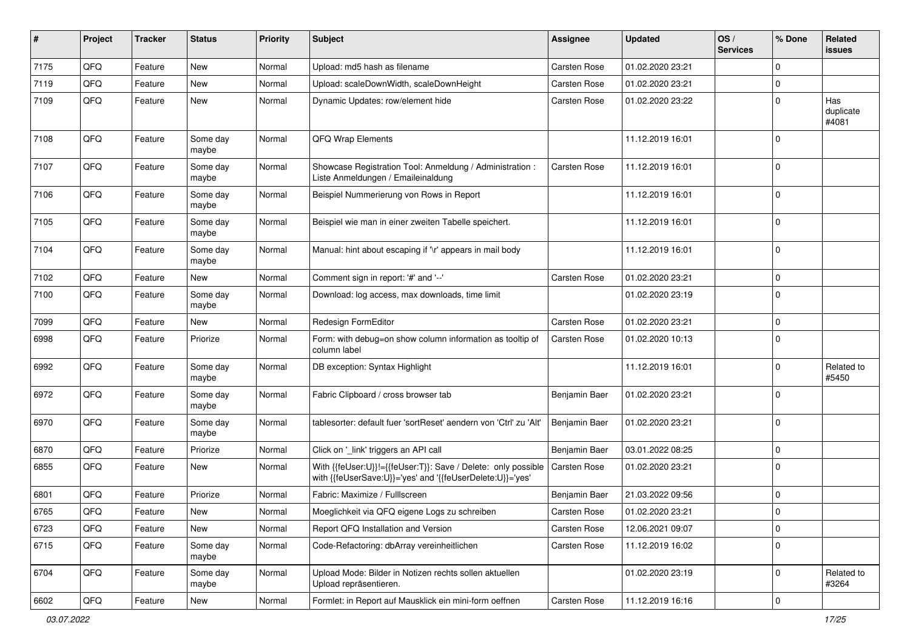| # | Project | Tracker | Status | Priority | Subject | Assignee | Updated | OS / Services | % Done | Related issues |
|---|---|---|---|---|---|---|---|---|---|---|
| 7175 | QFQ | Feature | New | Normal | Upload: md5 hash as filename | Carsten Rose | 01.02.2020 23:21 | | 0 | |
| 7119 | QFQ | Feature | New | Normal | Upload: scaleDownWidth, scaleDownHeight | Carsten Rose | 01.02.2020 23:21 | | 0 | |
| 7109 | QFQ | Feature | New | Normal | Dynamic Updates: row/element hide | Carsten Rose | 01.02.2020 23:22 | | 0 | Has duplicate #4081 |
| 7108 | QFQ | Feature | Some day maybe | Normal | QFQ Wrap Elements | | 11.12.2019 16:01 | | 0 | |
| 7107 | QFQ | Feature | Some day maybe | Normal | Showcase Registration Tool: Anmeldung / Administration : Liste Anmeldungen / Emaileinaldung | Carsten Rose | 11.12.2019 16:01 | | 0 | |
| 7106 | QFQ | Feature | Some day maybe | Normal | Beispiel Nummerierung von Rows in Report | | 11.12.2019 16:01 | | 0 | |
| 7105 | QFQ | Feature | Some day maybe | Normal | Beispiel wie man in einer zweiten Tabelle speichert. | | 11.12.2019 16:01 | | 0 | |
| 7104 | QFQ | Feature | Some day maybe | Normal | Manual: hint about escaping if '\r' appears in mail body | | 11.12.2019 16:01 | | 0 | |
| 7102 | QFQ | Feature | New | Normal | Comment sign in report: '#' and '--' | Carsten Rose | 01.02.2020 23:21 | | 0 | |
| 7100 | QFQ | Feature | Some day maybe | Normal | Download: log access, max downloads, time limit | | 01.02.2020 23:19 | | 0 | |
| 7099 | QFQ | Feature | New | Normal | Redesign FormEditor | Carsten Rose | 01.02.2020 23:21 | | 0 | |
| 6998 | QFQ | Feature | Priorize | Normal | Form: with debug=on show column information as tooltip of column label | Carsten Rose | 01.02.2020 10:13 | | 0 | |
| 6992 | QFQ | Feature | Some day maybe | Normal | DB exception: Syntax Highlight | | 11.12.2019 16:01 | | 0 | Related to #5450 |
| 6972 | QFQ | Feature | Some day maybe | Normal | Fabric Clipboard / cross browser tab | Benjamin Baer | 01.02.2020 23:21 | | 0 | |
| 6970 | QFQ | Feature | Some day maybe | Normal | tablesorter: default fuer 'sortReset' aendern von 'Ctrl' zu 'Alt' | Benjamin Baer | 01.02.2020 23:21 | | 0 | |
| 6870 | QFQ | Feature | Priorize | Normal | Click on '_link' triggers an API call | Benjamin Baer | 03.01.2022 08:25 | | 0 | |
| 6855 | QFQ | Feature | New | Normal | With {{feUser:U}}!={{feUser:T}}: Save / Delete: only possible with {{feUserSave:U}}='yes' and '{{feUserDelete:U}}='yes' | Carsten Rose | 01.02.2020 23:21 | | 0 | |
| 6801 | QFQ | Feature | Priorize | Normal | Fabric: Maximize / FullIscreen | Benjamin Baer | 21.03.2022 09:56 | | 0 | |
| 6765 | QFQ | Feature | New | Normal | Moeglichkeit via QFQ eigene Logs zu schreiben | Carsten Rose | 01.02.2020 23:21 | | 0 | |
| 6723 | QFQ | Feature | New | Normal | Report QFQ Installation and Version | Carsten Rose | 12.06.2021 09:07 | | 0 | |
| 6715 | QFQ | Feature | Some day maybe | Normal | Code-Refactoring: dbArray vereinheitlichen | Carsten Rose | 11.12.2019 16:02 | | 0 | |
| 6704 | QFQ | Feature | Some day maybe | Normal | Upload Mode: Bilder in Notizen rechts sollen aktuellen Upload repräsentieren. | | 01.02.2020 23:19 | | 0 | Related to #3264 |
| 6602 | QFQ | Feature | New | Normal | Formlet: in Report auf Mausklick ein mini-form oeffnen | Carsten Rose | 11.12.2019 16:16 | | 0 | |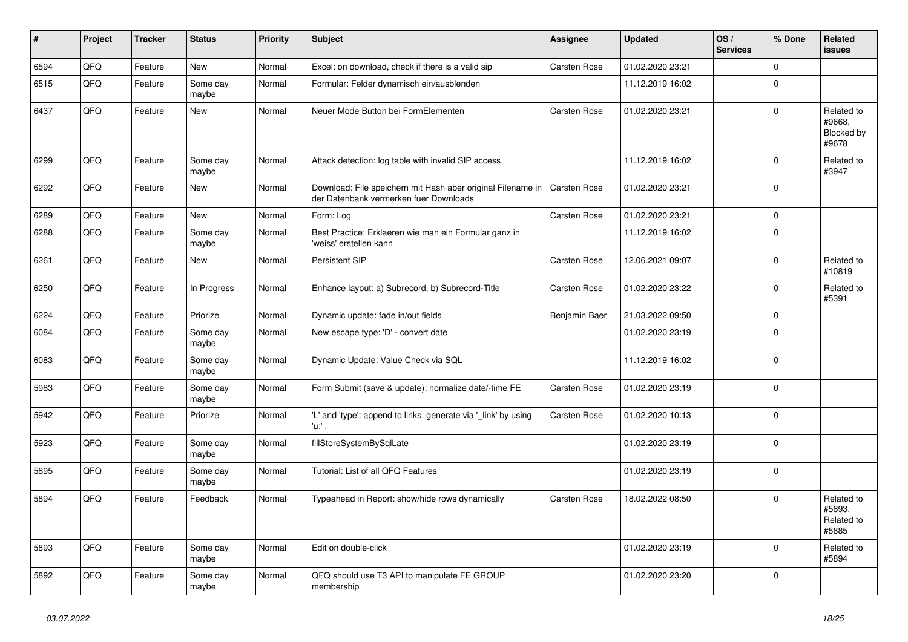| # | Project | Tracker | Status | Priority | Subject | Assignee | Updated | OS / Services | % Done | Related issues |
|---|---|---|---|---|---|---|---|---|---|---|
| 6594 | QFQ | Feature | New | Normal | Excel: on download, check if there is a valid sip | Carsten Rose | 01.02.2020 23:21 | | 0 | |
| 6515 | QFQ | Feature | Some day maybe | Normal | Formular: Felder dynamisch ein/ausblenden | | 11.12.2019 16:02 | | 0 | |
| 6437 | QFQ | Feature | New | Normal | Neuer Mode Button bei FormElementen | Carsten Rose | 01.02.2020 23:21 | | 0 | Related to #9668, Blocked by #9678 |
| 6299 | QFQ | Feature | Some day maybe | Normal | Attack detection: log table with invalid SIP access | | 11.12.2019 16:02 | | 0 | Related to #3947 |
| 6292 | QFQ | Feature | New | Normal | Download: File speichern mit Hash aber original Filename in der Datenbank vermerken fuer Downloads | Carsten Rose | 01.02.2020 23:21 | | 0 | |
| 6289 | QFQ | Feature | New | Normal | Form: Log | Carsten Rose | 01.02.2020 23:21 | | 0 | |
| 6288 | QFQ | Feature | Some day maybe | Normal | Best Practice: Erklaeren wie man ein Formular ganz in 'weiss' erstellen kann | | 11.12.2019 16:02 | | 0 | |
| 6261 | QFQ | Feature | New | Normal | Persistent SIP | Carsten Rose | 12.06.2021 09:07 | | 0 | Related to #10819 |
| 6250 | QFQ | Feature | In Progress | Normal | Enhance layout: a) Subrecord, b) Subrecord-Title | Carsten Rose | 01.02.2020 23:22 | | 0 | Related to #5391 |
| 6224 | QFQ | Feature | Priorize | Normal | Dynamic update: fade in/out fields | Benjamin Baer | 21.03.2022 09:50 | | 0 | |
| 6084 | QFQ | Feature | Some day maybe | Normal | New escape type: 'D' - convert date | | 01.02.2020 23:19 | | 0 | |
| 6083 | QFQ | Feature | Some day maybe | Normal | Dynamic Update: Value Check via SQL | | 11.12.2019 16:02 | | 0 | |
| 5983 | QFQ | Feature | Some day maybe | Normal | Form Submit (save & update): normalize date/-time FE | Carsten Rose | 01.02.2020 23:19 | | 0 | |
| 5942 | QFQ | Feature | Priorize | Normal | 'L' and 'type': append to links, generate via '_link' by using 'u:' . | Carsten Rose | 01.02.2020 10:13 | | 0 | |
| 5923 | QFQ | Feature | Some day maybe | Normal | fillStoreSystemBySqlLate | | 01.02.2020 23:19 | | 0 | |
| 5895 | QFQ | Feature | Some day maybe | Normal | Tutorial: List of all QFQ Features | | 01.02.2020 23:19 | | 0 | |
| 5894 | QFQ | Feature | Feedback | Normal | Typeahead in Report: show/hide rows dynamically | Carsten Rose | 18.02.2022 08:50 | | 0 | Related to #5893, Related to #5885 |
| 5893 | QFQ | Feature | Some day maybe | Normal | Edit on double-click | | 01.02.2020 23:19 | | 0 | Related to #5894 |
| 5892 | QFQ | Feature | Some day maybe | Normal | QFQ should use T3 API to manipulate FE GROUP membership | | 01.02.2020 23:20 | | 0 | |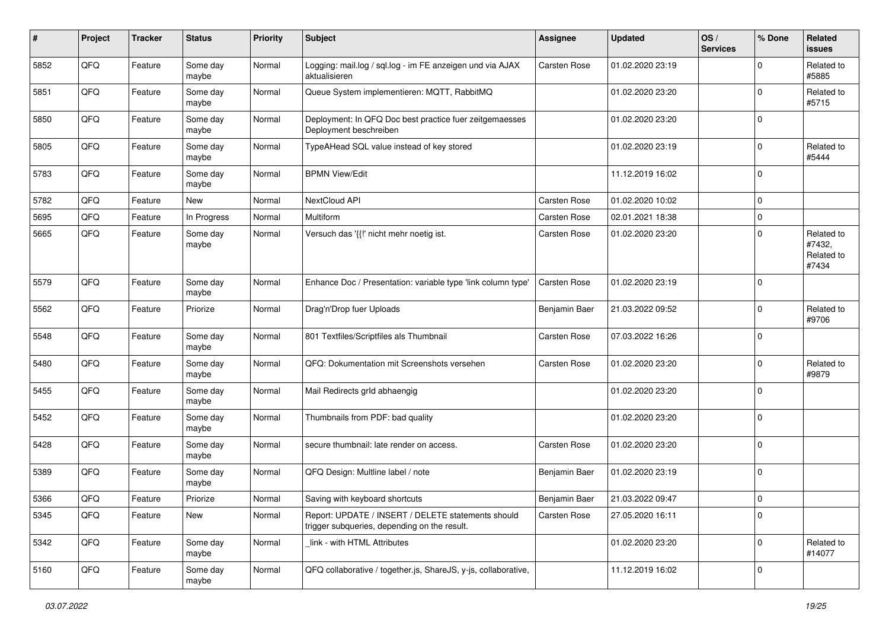| # | Project | Tracker | Status | Priority | Subject | Assignee | Updated | OS / Services | % Done | Related issues |
|---|---|---|---|---|---|---|---|---|---|---|
| 5852 | QFQ | Feature | Some day maybe | Normal | Logging: mail.log / sql.log - im FE anzeigen und via AJAX aktualisieren | Carsten Rose | 01.02.2020 23:19 | | 0 | Related to #5885 |
| 5851 | QFQ | Feature | Some day maybe | Normal | Queue System implementieren: MQTT, RabbitMQ | | 01.02.2020 23:20 | | 0 | Related to #5715 |
| 5850 | QFQ | Feature | Some day maybe | Normal | Deployment: In QFQ Doc best practice fuer zeitgemaesses Deployment beschreiben | | 01.02.2020 23:20 | | 0 | |
| 5805 | QFQ | Feature | Some day maybe | Normal | TypeAHead SQL value instead of key stored | | 01.02.2020 23:19 | | 0 | Related to #5444 |
| 5783 | QFQ | Feature | Some day maybe | Normal | BPMN View/Edit | | 11.12.2019 16:02 | | 0 | |
| 5782 | QFQ | Feature | New | Normal | NextCloud API | Carsten Rose | 01.02.2020 10:02 | | 0 | |
| 5695 | QFQ | Feature | In Progress | Normal | Multiform | Carsten Rose | 02.01.2021 18:38 | | 0 | |
| 5665 | QFQ | Feature | Some day maybe | Normal | Versuch das '{{!' nicht mehr noetig ist. | Carsten Rose | 01.02.2020 23:20 | | 0 | Related to #7432, Related to #7434 |
| 5579 | QFQ | Feature | Some day maybe | Normal | Enhance Doc / Presentation: variable type 'link column type' | Carsten Rose | 01.02.2020 23:19 | | 0 | |
| 5562 | QFQ | Feature | Priorize | Normal | Drag'n'Drop fuer Uploads | Benjamin Baer | 21.03.2022 09:52 | | 0 | Related to #9706 |
| 5548 | QFQ | Feature | Some day maybe | Normal | 801 Textfiles/Scriptfiles als Thumbnail | Carsten Rose | 07.03.2022 16:26 | | 0 | |
| 5480 | QFQ | Feature | Some day maybe | Normal | QFQ: Dokumentation mit Screenshots versehen | Carsten Rose | 01.02.2020 23:20 | | 0 | Related to #9879 |
| 5455 | QFQ | Feature | Some day maybe | Normal | Mail Redirects grId abhaengig | | 01.02.2020 23:20 | | 0 | |
| 5452 | QFQ | Feature | Some day maybe | Normal | Thumbnails from PDF: bad quality | | 01.02.2020 23:20 | | 0 | |
| 5428 | QFQ | Feature | Some day maybe | Normal | secure thumbnail: late render on access. | Carsten Rose | 01.02.2020 23:20 | | 0 | |
| 5389 | QFQ | Feature | Some day maybe | Normal | QFQ Design: Multline label / note | Benjamin Baer | 01.02.2020 23:19 | | 0 | |
| 5366 | QFQ | Feature | Priorize | Normal | Saving with keyboard shortcuts | Benjamin Baer | 21.03.2022 09:47 | | 0 | |
| 5345 | QFQ | Feature | New | Normal | Report: UPDATE / INSERT / DELETE statements should trigger subqueries, depending on the result. | Carsten Rose | 27.05.2020 16:11 | | 0 | |
| 5342 | QFQ | Feature | Some day maybe | Normal | _link - with HTML Attributes | | 01.02.2020 23:20 | | 0 | Related to #14077 |
| 5160 | QFQ | Feature | Some day maybe | Normal | QFQ collaborative / together.js, ShareJS, y-js, collaborative, | | 11.12.2019 16:02 | | 0 | |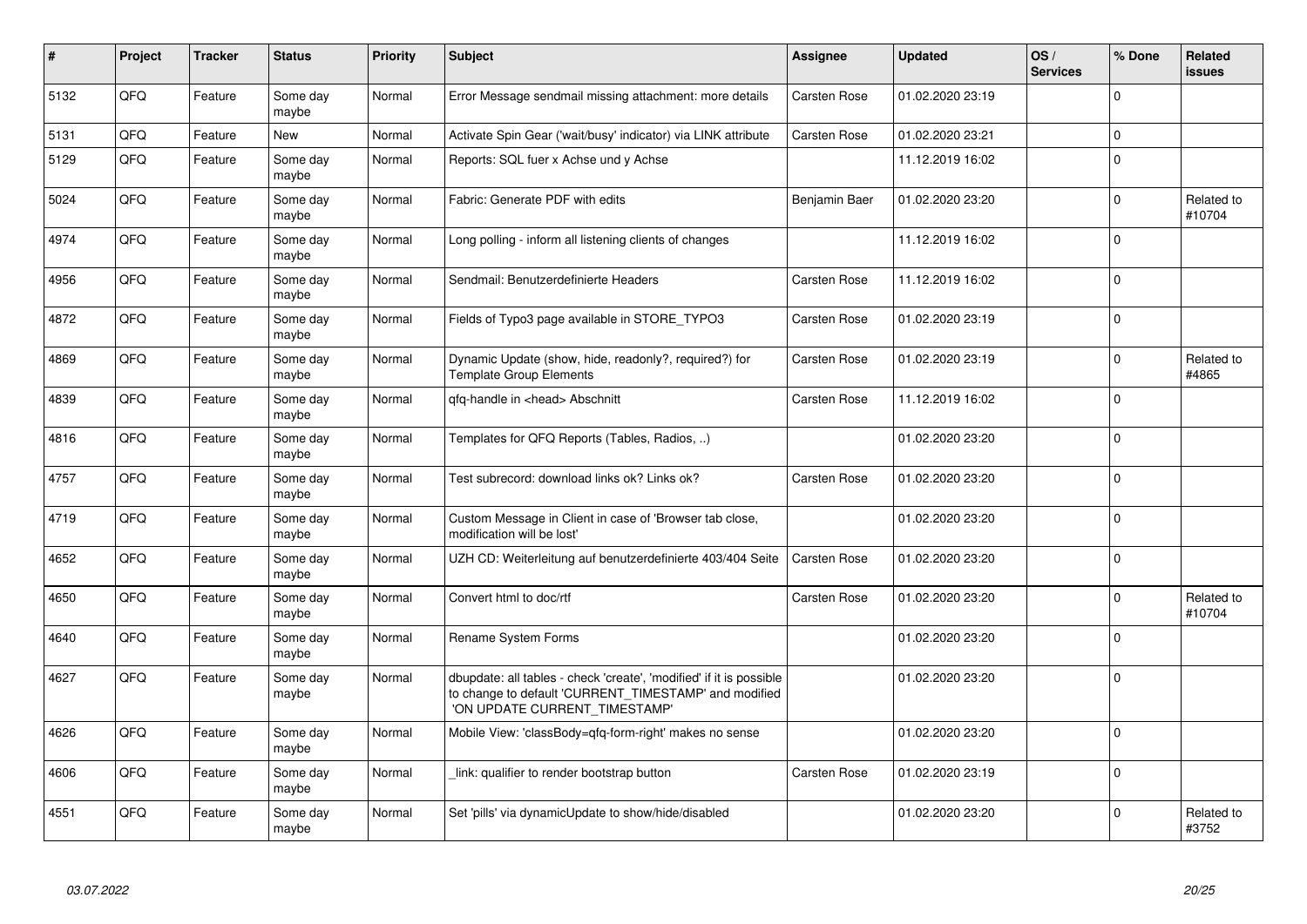| # | Project | Tracker | Status | Priority | Subject | Assignee | Updated | OS / Services | % Done | Related issues |
|---|---|---|---|---|---|---|---|---|---|---|
| 5132 | QFQ | Feature | Some day maybe | Normal | Error Message sendmail missing attachment: more details | Carsten Rose | 01.02.2020 23:19 | | 0 | |
| 5131 | QFQ | Feature | New | Normal | Activate Spin Gear ('wait/busy' indicator) via LINK attribute | Carsten Rose | 01.02.2020 23:21 | | 0 | |
| 5129 | QFQ | Feature | Some day maybe | Normal | Reports: SQL fuer x Achse und y Achse | | 11.12.2019 16:02 | | 0 | |
| 5024 | QFQ | Feature | Some day maybe | Normal | Fabric: Generate PDF with edits | Benjamin Baer | 01.02.2020 23:20 | | 0 | Related to #10704 |
| 4974 | QFQ | Feature | Some day maybe | Normal | Long polling - inform all listening clients of changes | | 11.12.2019 16:02 | | 0 | |
| 4956 | QFQ | Feature | Some day maybe | Normal | Sendmail: Benutzerdefinierte Headers | Carsten Rose | 11.12.2019 16:02 | | 0 | |
| 4872 | QFQ | Feature | Some day maybe | Normal | Fields of Typo3 page available in STORE_TYPO3 | Carsten Rose | 01.02.2020 23:19 | | 0 | |
| 4869 | QFQ | Feature | Some day maybe | Normal | Dynamic Update (show, hide, readonly?, required?) for Template Group Elements | Carsten Rose | 01.02.2020 23:19 | | 0 | Related to #4865 |
| 4839 | QFQ | Feature | Some day maybe | Normal | qfq-handle in <head> Abschnitt | Carsten Rose | 11.12.2019 16:02 | | 0 | |
| 4816 | QFQ | Feature | Some day maybe | Normal | Templates for QFQ Reports (Tables, Radios, ..) | | 01.02.2020 23:20 | | 0 | |
| 4757 | QFQ | Feature | Some day maybe | Normal | Test subrecord: download links ok? Links ok? | Carsten Rose | 01.02.2020 23:20 | | 0 | |
| 4719 | QFQ | Feature | Some day maybe | Normal | Custom Message in Client in case of 'Browser tab close, modification will be lost' | | 01.02.2020 23:20 | | 0 | |
| 4652 | QFQ | Feature | Some day maybe | Normal | UZH CD: Weiterleitung auf benutzerdefinierte 403/404 Seite | Carsten Rose | 01.02.2020 23:20 | | 0 | |
| 4650 | QFQ | Feature | Some day maybe | Normal | Convert html to doc/rtf | Carsten Rose | 01.02.2020 23:20 | | 0 | Related to #10704 |
| 4640 | QFQ | Feature | Some day maybe | Normal | Rename System Forms | | 01.02.2020 23:20 | | 0 | |
| 4627 | QFQ | Feature | Some day maybe | Normal | dbupdate: all tables - check 'create', 'modified' if it is possible to change to default 'CURRENT_TIMESTAMP' and modified 'ON UPDATE CURRENT_TIMESTAMP' | | 01.02.2020 23:20 | | 0 | |
| 4626 | QFQ | Feature | Some day maybe | Normal | Mobile View: 'classBody=qfq-form-right' makes no sense | | 01.02.2020 23:20 | | 0 | |
| 4606 | QFQ | Feature | Some day maybe | Normal | _link: qualifier to render bootstrap button | Carsten Rose | 01.02.2020 23:19 | | 0 | |
| 4551 | QFQ | Feature | Some day maybe | Normal | Set 'pills' via dynamicUpdate to show/hide/disabled | | 01.02.2020 23:20 | | 0 | Related to #3752 |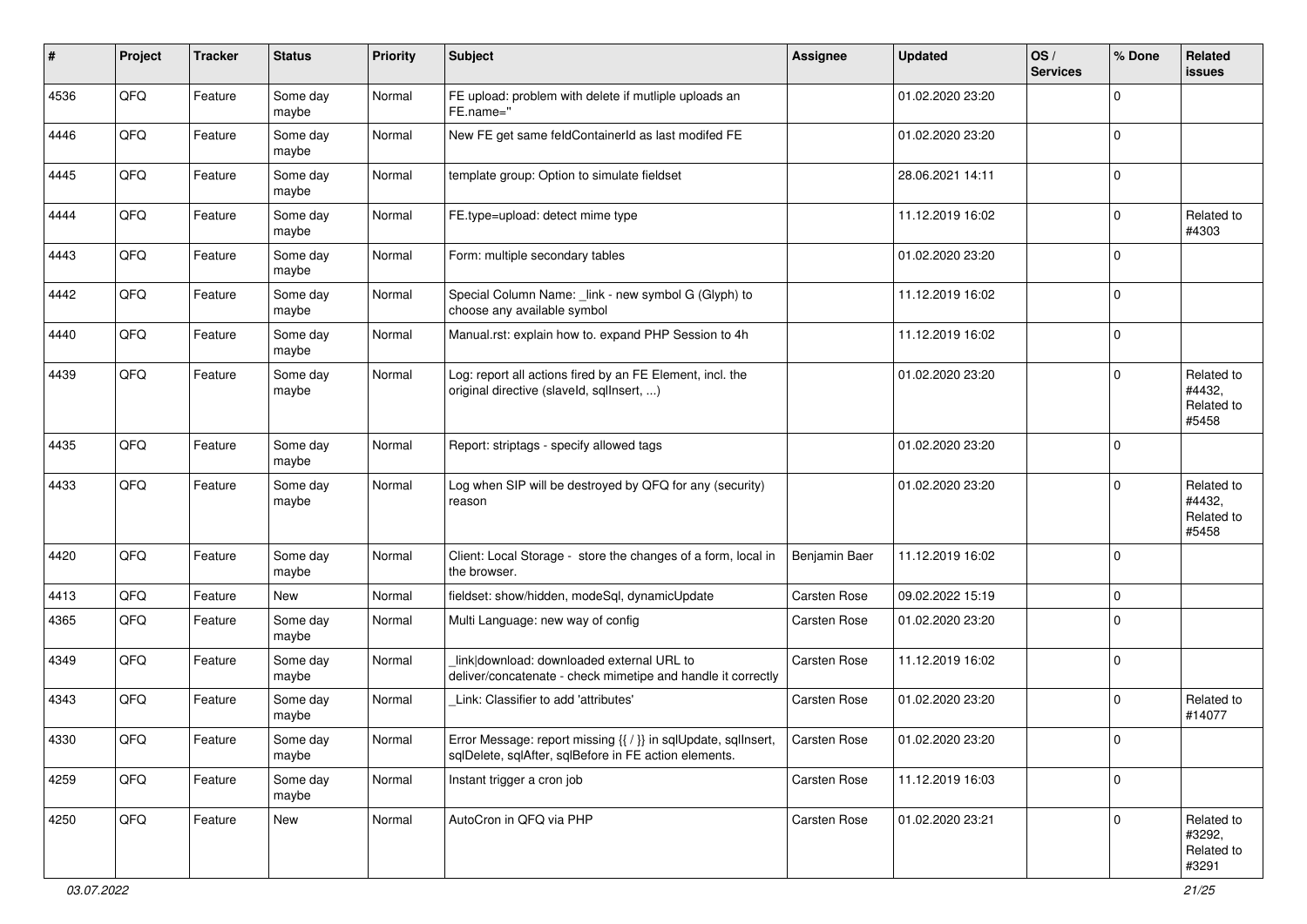| # | Project | Tracker | Status | Priority | Subject | Assignee | Updated | OS / Services | % Done | Related issues |
|---|---|---|---|---|---|---|---|---|---|---|
| 4536 | QFQ | Feature | Some day maybe | Normal | FE upload: problem with delete if mutliple uploads an FE.name=" |  | 01.02.2020 23:20 |  | 0 |  |
| 4446 | QFQ | Feature | Some day maybe | Normal | New FE get same feldContainerId as last modifed FE |  | 01.02.2020 23:20 |  | 0 |  |
| 4445 | QFQ | Feature | Some day maybe | Normal | template group: Option to simulate fieldset |  | 28.06.2021 14:11 |  | 0 |  |
| 4444 | QFQ | Feature | Some day maybe | Normal | FE.type=upload: detect mime type |  | 11.12.2019 16:02 |  | 0 | Related to #4303 |
| 4443 | QFQ | Feature | Some day maybe | Normal | Form: multiple secondary tables |  | 01.02.2020 23:20 |  | 0 |  |
| 4442 | QFQ | Feature | Some day maybe | Normal | Special Column Name: _link - new symbol G (Glyph) to choose any available symbol |  | 11.12.2019 16:02 |  | 0 |  |
| 4440 | QFQ | Feature | Some day maybe | Normal | Manual.rst: explain how to. expand PHP Session to 4h |  | 11.12.2019 16:02 |  | 0 |  |
| 4439 | QFQ | Feature | Some day maybe | Normal | Log: report all actions fired by an FE Element, incl. the original directive (slaveId, sqlInsert, ...) |  | 01.02.2020 23:20 |  | 0 | Related to #4432, Related to #5458 |
| 4435 | QFQ | Feature | Some day maybe | Normal | Report: striptags - specify allowed tags |  | 01.02.2020 23:20 |  | 0 |  |
| 4433 | QFQ | Feature | Some day maybe | Normal | Log when SIP will be destroyed by QFQ for any (security) reason |  | 01.02.2020 23:20 |  | 0 | Related to #4432, Related to #5458 |
| 4420 | QFQ | Feature | Some day maybe | Normal | Client: Local Storage - store the changes of a form, local in the browser. | Benjamin Baer | 11.12.2019 16:02 |  | 0 |  |
| 4413 | QFQ | Feature | New | Normal | fieldset: show/hidden, modeSql, dynamicUpdate | Carsten Rose | 09.02.2022 15:19 |  | 0 |  |
| 4365 | QFQ | Feature | Some day maybe | Normal | Multi Language: new way of config | Carsten Rose | 01.02.2020 23:20 |  | 0 |  |
| 4349 | QFQ | Feature | Some day maybe | Normal | _link\|download: downloaded external URL to deliver/concatenate - check mimetipe and handle it correctly | Carsten Rose | 11.12.2019 16:02 |  | 0 |  |
| 4343 | QFQ | Feature | Some day maybe | Normal | _Link: Classifier to add 'attributes' | Carsten Rose | 01.02.2020 23:20 |  | 0 | Related to #14077 |
| 4330 | QFQ | Feature | Some day maybe | Normal | Error Message: report missing {{ / }} in sqlUpdate, sqlInsert, sqlDelete, sqlAfter, sqlBefore in FE action elements. | Carsten Rose | 01.02.2020 23:20 |  | 0 |  |
| 4259 | QFQ | Feature | Some day maybe | Normal | Instant trigger a cron job | Carsten Rose | 11.12.2019 16:03 |  | 0 |  |
| 4250 | QFQ | Feature | New | Normal | AutoCron in QFQ via PHP | Carsten Rose | 01.02.2020 23:21 |  | 0 | Related to #3292, Related to #3291 |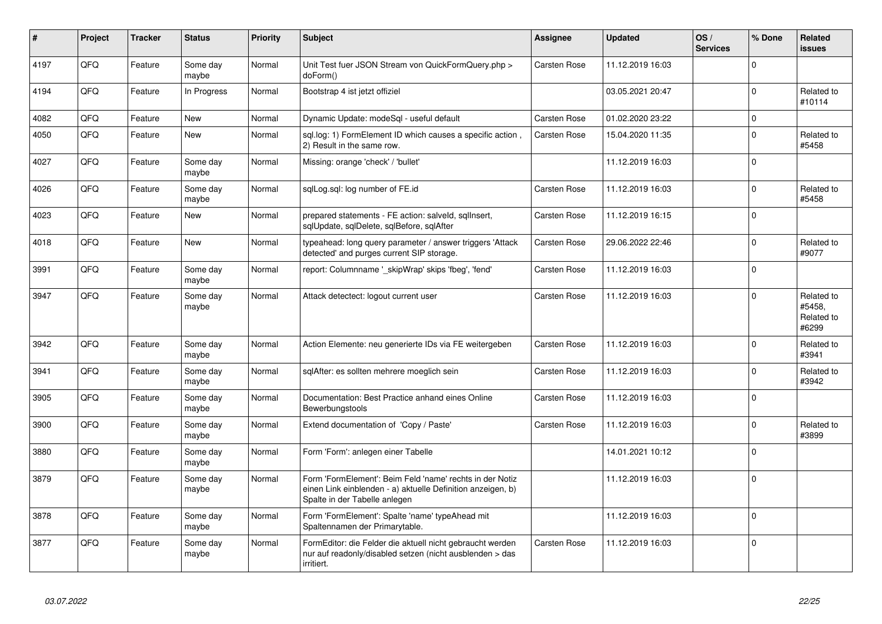| # | Project | Tracker | Status | Priority | Subject | Assignee | Updated | OS / Services | % Done | Related issues |
|---|---|---|---|---|---|---|---|---|---|---|
| 4197 | QFQ | Feature | Some day maybe | Normal | Unit Test fuer JSON Stream von QuickFormQuery.php > doForm() | Carsten Rose | 11.12.2019 16:03 | | 0 | |
| 4194 | QFQ | Feature | In Progress | Normal | Bootstrap 4 ist jetzt offiziel | | 03.05.2021 20:47 | | 0 | Related to #10114 |
| 4082 | QFQ | Feature | New | Normal | Dynamic Update: modeSql - useful default | Carsten Rose | 01.02.2020 23:22 | | 0 | |
| 4050 | QFQ | Feature | New | Normal | sql.log: 1) FormElement ID which causes a specific action , 2) Result in the same row. | Carsten Rose | 15.04.2020 11:35 | | 0 | Related to #5458 |
| 4027 | QFQ | Feature | Some day maybe | Normal | Missing: orange 'check' / 'bullet' | | 11.12.2019 16:03 | | 0 | |
| 4026 | QFQ | Feature | Some day maybe | Normal | sqlLog.sql: log number of FE.id | Carsten Rose | 11.12.2019 16:03 | | 0 | Related to #5458 |
| 4023 | QFQ | Feature | New | Normal | prepared statements - FE action: salveId, sqlInsert, sqlUpdate, sqlDelete, sqlBefore, sqlAfter | Carsten Rose | 11.12.2019 16:15 | | 0 | |
| 4018 | QFQ | Feature | New | Normal | typeahead: long query parameter / answer triggers 'Attack detected' and purges current SIP storage. | Carsten Rose | 29.06.2022 22:46 | | 0 | Related to #9077 |
| 3991 | QFQ | Feature | Some day maybe | Normal | report: Columnname '_skipWrap' skips 'fbeg', 'fend' | Carsten Rose | 11.12.2019 16:03 | | 0 | |
| 3947 | QFQ | Feature | Some day maybe | Normal | Attack detectect: logout current user | Carsten Rose | 11.12.2019 16:03 | | 0 | Related to #5458, Related to #6299 |
| 3942 | QFQ | Feature | Some day maybe | Normal | Action Elemente: neu generierte IDs via FE weitergeben | Carsten Rose | 11.12.2019 16:03 | | 0 | Related to #3941 |
| 3941 | QFQ | Feature | Some day maybe | Normal | sqlAfter: es sollten mehrere moeglich sein | Carsten Rose | 11.12.2019 16:03 | | 0 | Related to #3942 |
| 3905 | QFQ | Feature | Some day maybe | Normal | Documentation: Best Practice anhand eines Online Bewerbungstools | Carsten Rose | 11.12.2019 16:03 | | 0 | |
| 3900 | QFQ | Feature | Some day maybe | Normal | Extend documentation of 'Copy / Paste' | Carsten Rose | 11.12.2019 16:03 | | 0 | Related to #3899 |
| 3880 | QFQ | Feature | Some day maybe | Normal | Form 'Form': anlegen einer Tabelle | | 14.01.2021 10:12 | | 0 | |
| 3879 | QFQ | Feature | Some day maybe | Normal | Form 'FormElement': Beim Feld 'name' rechts in der Notiz einen Link einblenden - a) aktuelle Definition anzeigen, b) Spalte in der Tabelle anlegen | | 11.12.2019 16:03 | | 0 | |
| 3878 | QFQ | Feature | Some day maybe | Normal | Form 'FormElement': Spalte 'name' typeAhead mit Spaltennamen der Primarytable. | | 11.12.2019 16:03 | | 0 | |
| 3877 | QFQ | Feature | Some day maybe | Normal | FormEditor: die Felder die aktuell nicht gebraucht werden nur auf readonly/disabled setzen (nicht ausblenden > das irritiert. | Carsten Rose | 11.12.2019 16:03 | | 0 | |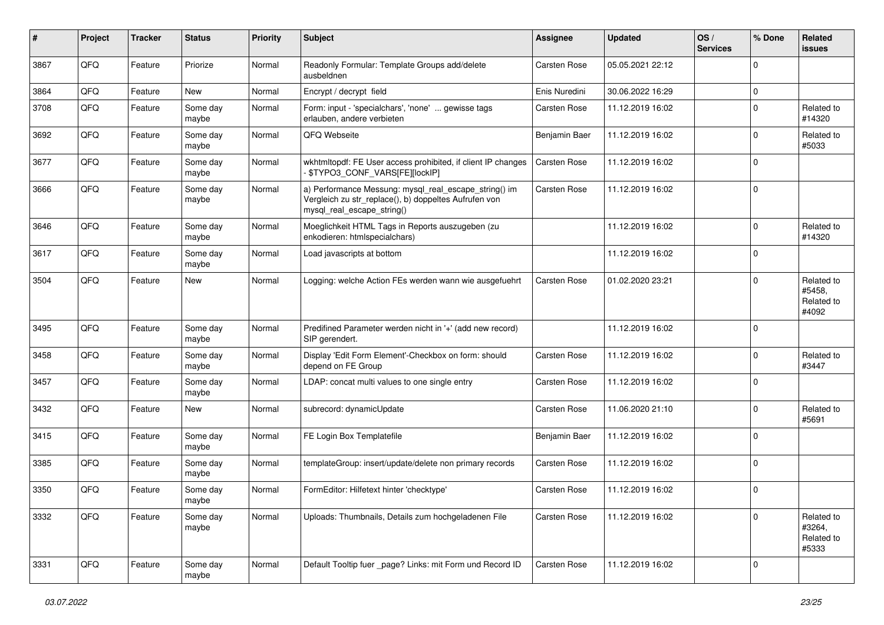| # | Project | Tracker | Status | Priority | Subject | Assignee | Updated | OS / Services | % Done | Related issues |
|---|---|---|---|---|---|---|---|---|---|---|
| 3867 | QFQ | Feature | Priorize | Normal | Readonly Formular: Template Groups add/delete ausbeldnen | Carsten Rose | 05.05.2021 22:12 | | 0 | |
| 3864 | QFQ | Feature | New | Normal | Encrypt / decrypt field | Enis Nuredini | 30.06.2022 16:29 | | 0 | |
| 3708 | QFQ | Feature | Some day maybe | Normal | Form: input - 'specialchars', 'none' ... gewisse tags erlauben, andere verbieten | Carsten Rose | 11.12.2019 16:02 | | 0 | Related to #14320 |
| 3692 | QFQ | Feature | Some day maybe | Normal | QFQ Webseite | Benjamin Baer | 11.12.2019 16:02 | | 0 | Related to #5033 |
| 3677 | QFQ | Feature | Some day maybe | Normal | wkhtmltopdf: FE User access prohibited, if client IP changes - $TYPO3_CONF_VARS[FE][lockIP] | Carsten Rose | 11.12.2019 16:02 | | 0 | |
| 3666 | QFQ | Feature | Some day maybe | Normal | a) Performance Messung: mysql_real_escape_string() im Vergleich zu str_replace(), b) doppeltes Aufrufen von mysql_real_escape_string() | Carsten Rose | 11.12.2019 16:02 | | 0 | |
| 3646 | QFQ | Feature | Some day maybe | Normal | Moeglichkeit HTML Tags in Reports auszugeben (zu enkodieren: htmlspecialchars) | | 11.12.2019 16:02 | | 0 | Related to #14320 |
| 3617 | QFQ | Feature | Some day maybe | Normal | Load javascripts at bottom | | 11.12.2019 16:02 | | 0 | |
| 3504 | QFQ | Feature | New | Normal | Logging: welche Action FEs werden wann wie ausgefuehrt | Carsten Rose | 01.02.2020 23:21 | | 0 | Related to #5458, Related to #4092 |
| 3495 | QFQ | Feature | Some day maybe | Normal | Predifined Parameter werden nicht in '+' (add new record) SIP gerendert. | | 11.12.2019 16:02 | | 0 | |
| 3458 | QFQ | Feature | Some day maybe | Normal | Display 'Edit Form Element'-Checkbox on form: should depend on FE Group | Carsten Rose | 11.12.2019 16:02 | | 0 | Related to #3447 |
| 3457 | QFQ | Feature | Some day maybe | Normal | LDAP: concat multi values to one single entry | Carsten Rose | 11.12.2019 16:02 | | 0 | |
| 3432 | QFQ | Feature | New | Normal | subrecord: dynamicUpdate | Carsten Rose | 11.06.2020 21:10 | | 0 | Related to #5691 |
| 3415 | QFQ | Feature | Some day maybe | Normal | FE Login Box Templatefile | Benjamin Baer | 11.12.2019 16:02 | | 0 | |
| 3385 | QFQ | Feature | Some day maybe | Normal | templateGroup: insert/update/delete non primary records | Carsten Rose | 11.12.2019 16:02 | | 0 | |
| 3350 | QFQ | Feature | Some day maybe | Normal | FormEditor: Hilfetext hinter 'checktype' | Carsten Rose | 11.12.2019 16:02 | | 0 | |
| 3332 | QFQ | Feature | Some day maybe | Normal | Uploads: Thumbnails, Details zum hochgeladenen File | Carsten Rose | 11.12.2019 16:02 | | 0 | Related to #3264, Related to #5333 |
| 3331 | QFQ | Feature | Some day maybe | Normal | Default Tooltip fuer _page? Links: mit Form und Record ID | Carsten Rose | 11.12.2019 16:02 | | 0 | |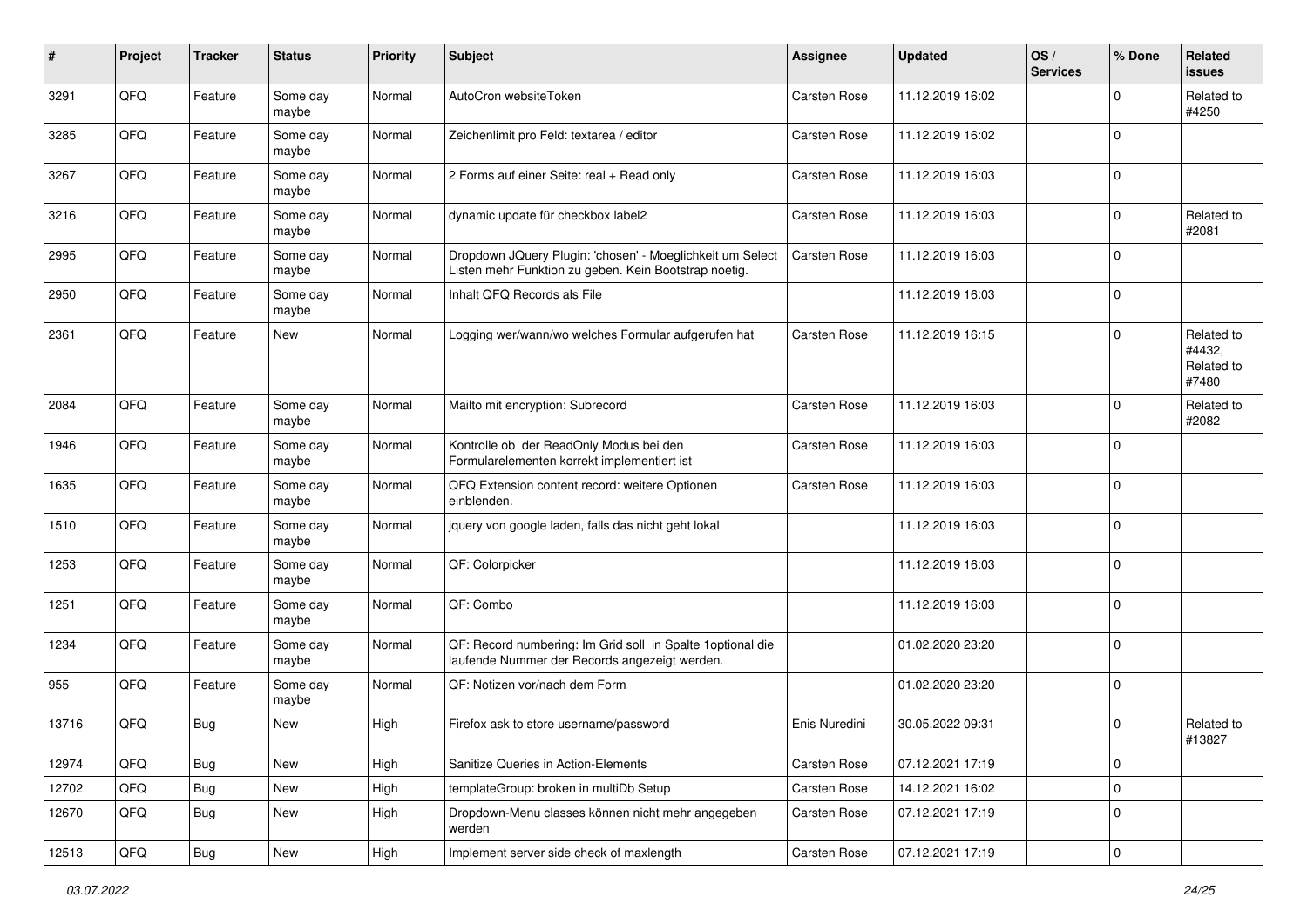| # | Project | Tracker | Status | Priority | Subject | Assignee | Updated | OS / Services | % Done | Related issues |
|---|---|---|---|---|---|---|---|---|---|---|
| 3291 | QFQ | Feature | Some day maybe | Normal | AutoCron websiteToken | Carsten Rose | 11.12.2019 16:02 | | 0 | Related to #4250 |
| 3285 | QFQ | Feature | Some day maybe | Normal | Zeichenlimit pro Feld: textarea / editor | Carsten Rose | 11.12.2019 16:02 | | 0 | |
| 3267 | QFQ | Feature | Some day maybe | Normal | 2 Forms auf einer Seite: real + Read only | Carsten Rose | 11.12.2019 16:03 | | 0 | |
| 3216 | QFQ | Feature | Some day maybe | Normal | dynamic update für checkbox label2 | Carsten Rose | 11.12.2019 16:03 | | 0 | Related to #2081 |
| 2995 | QFQ | Feature | Some day maybe | Normal | Dropdown JQuery Plugin: 'chosen' - Moeglichkeit um Select Listen mehr Funktion zu geben. Kein Bootstrap noetig. | Carsten Rose | 11.12.2019 16:03 | | 0 | |
| 2950 | QFQ | Feature | Some day maybe | Normal | Inhalt QFQ Records als File | | 11.12.2019 16:03 | | 0 | |
| 2361 | QFQ | Feature | New | Normal | Logging wer/wann/wo welches Formular aufgerufen hat | Carsten Rose | 11.12.2019 16:15 | | 0 | Related to #4432, Related to #7480 |
| 2084 | QFQ | Feature | Some day maybe | Normal | Mailto mit encryption: Subrecord | Carsten Rose | 11.12.2019 16:03 | | 0 | Related to #2082 |
| 1946 | QFQ | Feature | Some day maybe | Normal | Kontrolle ob der ReadOnly Modus bei den Formularelementen korrekt implementiert ist | Carsten Rose | 11.12.2019 16:03 | | 0 | |
| 1635 | QFQ | Feature | Some day maybe | Normal | QFQ Extension content record: weitere Optionen einblenden. | Carsten Rose | 11.12.2019 16:03 | | 0 | |
| 1510 | QFQ | Feature | Some day maybe | Normal | jquery von google laden, falls das nicht geht lokal | | 11.12.2019 16:03 | | 0 | |
| 1253 | QFQ | Feature | Some day maybe | Normal | QF: Colorpicker | | 11.12.2019 16:03 | | 0 | |
| 1251 | QFQ | Feature | Some day maybe | Normal | QF: Combo | | 11.12.2019 16:03 | | 0 | |
| 1234 | QFQ | Feature | Some day maybe | Normal | QF: Record numbering: Im Grid soll in Spalte 1optional die laufende Nummer der Records angezeigt werden. | | 01.02.2020 23:20 | | 0 | |
| 955 | QFQ | Feature | Some day maybe | Normal | QF: Notizen vor/nach dem Form | | 01.02.2020 23:20 | | 0 | |
| 13716 | QFQ | Bug | New | High | Firefox ask to store username/password | Enis Nuredini | 30.05.2022 09:31 | | 0 | Related to #13827 |
| 12974 | QFQ | Bug | New | High | Sanitize Queries in Action-Elements | Carsten Rose | 07.12.2021 17:19 | | 0 | |
| 12702 | QFQ | Bug | New | High | templateGroup: broken in multiDb Setup | Carsten Rose | 14.12.2021 16:02 | | 0 | |
| 12670 | QFQ | Bug | New | High | Dropdown-Menu classes können nicht mehr angegeben werden | Carsten Rose | 07.12.2021 17:19 | | 0 | |
| 12513 | QFQ | Bug | New | High | Implement server side check of maxlength | Carsten Rose | 07.12.2021 17:19 | | 0 | |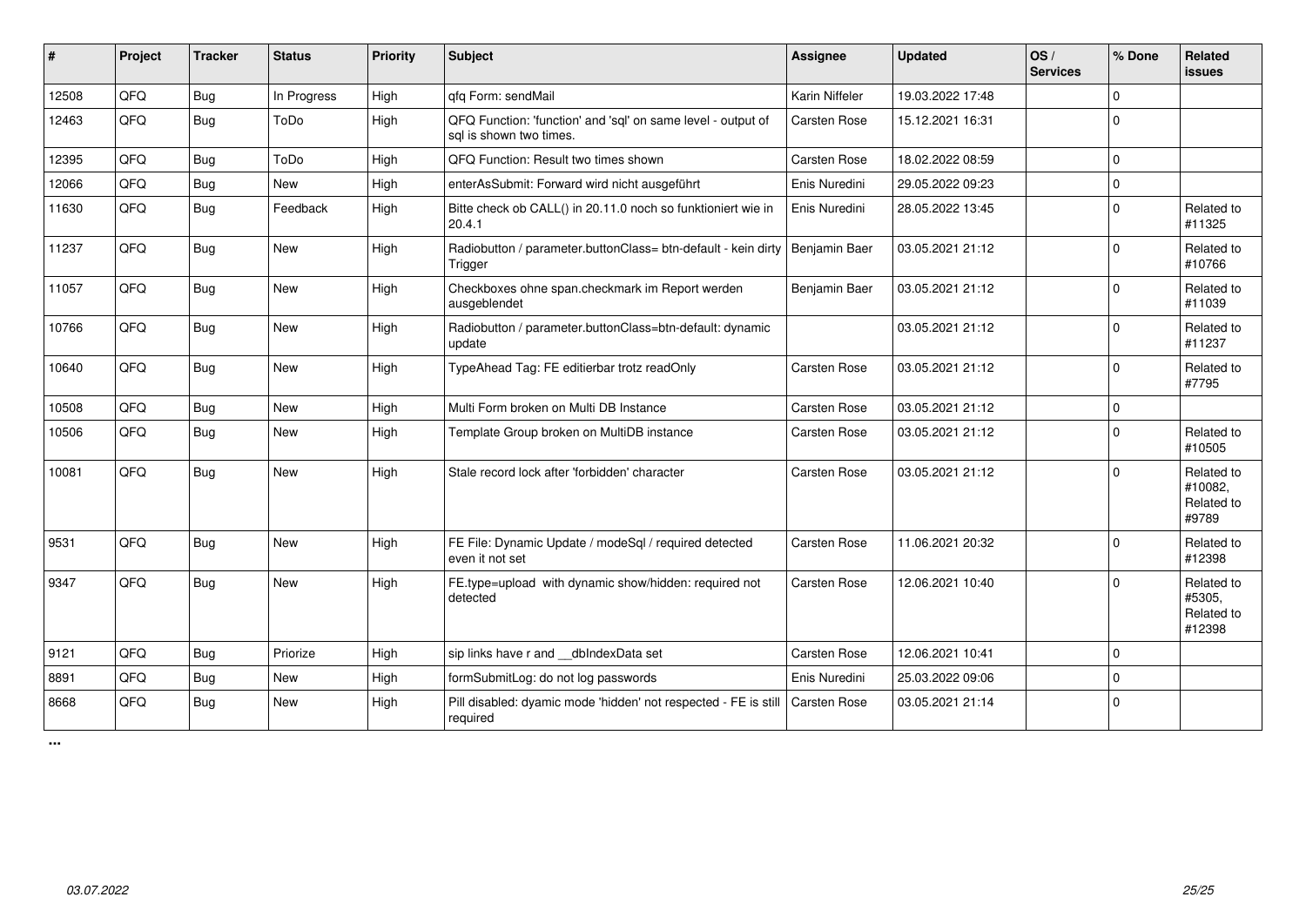| # | Project | Tracker | Status | Priority | Subject | Assignee | Updated | OS / Services | % Done | Related issues |
|---|---|---|---|---|---|---|---|---|---|---|
| 12508 | QFQ | Bug | In Progress | High | qfq Form: sendMail | Karin Niffeler | 19.03.2022 17:48 | | 0 | |
| 12463 | QFQ | Bug | ToDo | High | QFQ Function: 'function' and 'sql' on same level - output of sql is shown two times. | Carsten Rose | 15.12.2021 16:31 | | 0 | |
| 12395 | QFQ | Bug | ToDo | High | QFQ Function: Result two times shown | Carsten Rose | 18.02.2022 08:59 | | 0 | |
| 12066 | QFQ | Bug | New | High | enterAsSubmit: Forward wird nicht ausgeführt | Enis Nuredini | 29.05.2022 09:23 | | 0 | |
| 11630 | QFQ | Bug | Feedback | High | Bitte check ob CALL() in 20.11.0 noch so funktioniert wie in 20.4.1 | Enis Nuredini | 28.05.2022 13:45 | | 0 | Related to #11325 |
| 11237 | QFQ | Bug | New | High | Radiobutton / parameter.buttonClass= btn-default - kein dirty Trigger | Benjamin Baer | 03.05.2021 21:12 | | 0 | Related to #10766 |
| 11057 | QFQ | Bug | New | High | Checkboxes ohne span.checkmark im Report werden ausgeblendet | Benjamin Baer | 03.05.2021 21:12 | | 0 | Related to #11039 |
| 10766 | QFQ | Bug | New | High | Radiobutton / parameter.buttonClass=btn-default: dynamic update | | 03.05.2021 21:12 | | 0 | Related to #11237 |
| 10640 | QFQ | Bug | New | High | TypeAhead Tag: FE editierbar trotz readOnly | Carsten Rose | 03.05.2021 21:12 | | 0 | Related to #7795 |
| 10508 | QFQ | Bug | New | High | Multi Form broken on Multi DB Instance | Carsten Rose | 03.05.2021 21:12 | | 0 | |
| 10506 | QFQ | Bug | New | High | Template Group broken on MultiDB instance | Carsten Rose | 03.05.2021 21:12 | | 0 | Related to #10505 |
| 10081 | QFQ | Bug | New | High | Stale record lock after 'forbidden' character | Carsten Rose | 03.05.2021 21:12 | | 0 | Related to #10082, Related to #9789 |
| 9531 | QFQ | Bug | New | High | FE File: Dynamic Update / modeSql / required detected even it not set | Carsten Rose | 11.06.2021 20:32 | | 0 | Related to #12398 |
| 9347 | QFQ | Bug | New | High | FE.type=upload with dynamic show/hidden: required not detected | Carsten Rose | 12.06.2021 10:40 | | 0 | Related to #5305, Related to #12398 |
| 9121 | QFQ | Bug | Priorize | High | sip links have r and __dbIndexData set | Carsten Rose | 12.06.2021 10:41 | | 0 | |
| 8891 | QFQ | Bug | New | High | formSubmitLog: do not log passwords | Enis Nuredini | 25.03.2022 09:06 | | 0 | |
| 8668 | QFQ | Bug | New | High | Pill disabled: dyamic mode 'hidden' not respected - FE is still required | Carsten Rose | 03.05.2021 21:14 | | 0 | |

...